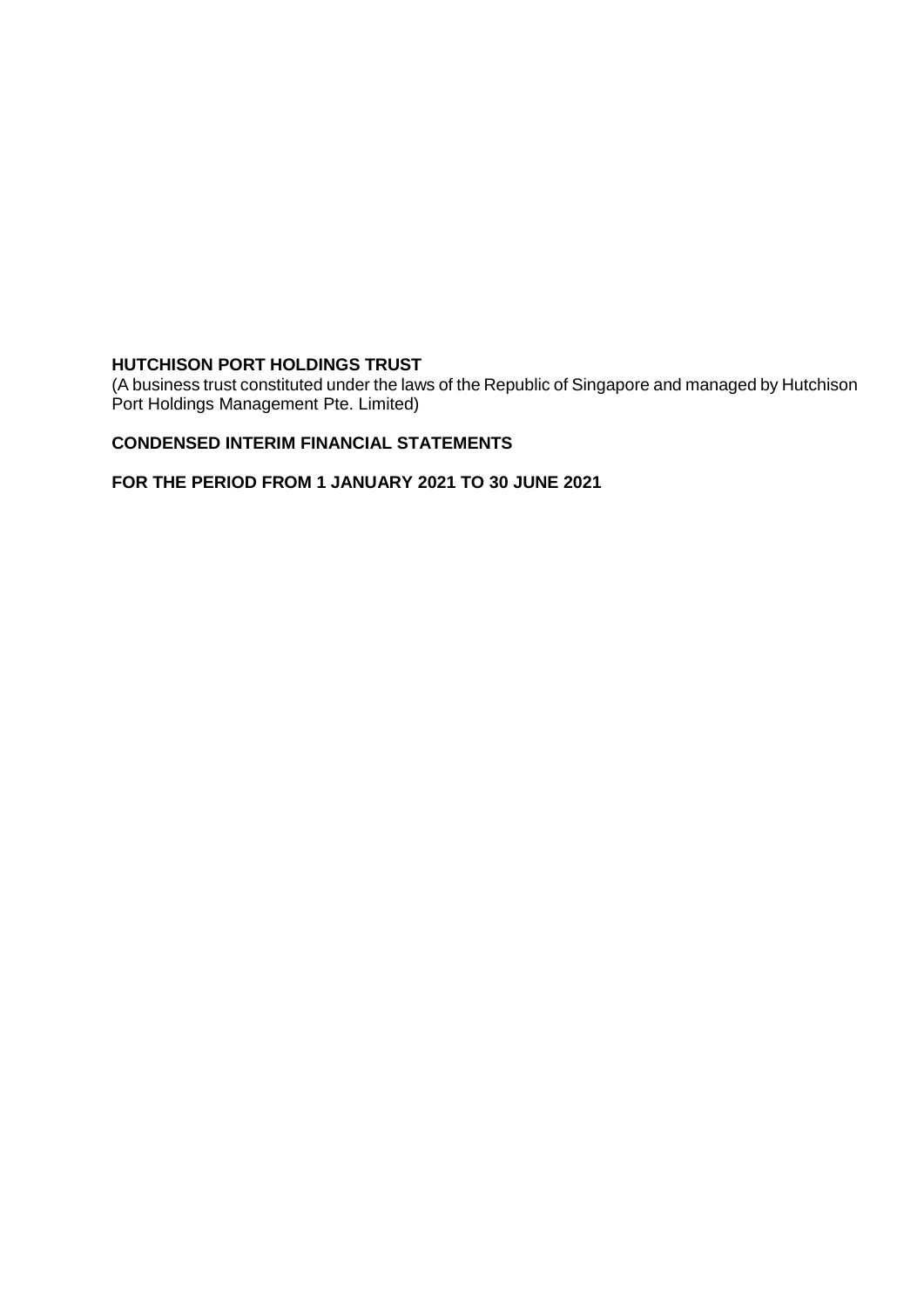# HUTCHISON PORT HOLDINGS TRUST

(A business trust constituted under the laws of the Republic of Singapore and managed by Hutchison Port Holdings Management Pte. Limited)

## CONDENSED INTERIM FINANCIAL STATEMENTS

## FOR THE PERIOD FROM 1 JANUARY 2021 TO 30 JUNE 2021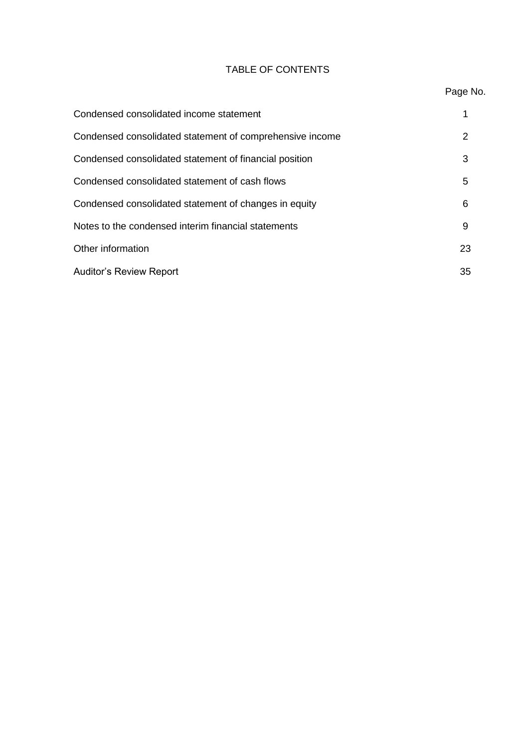# TABLE OF CONTENTS

| | Page No. |
|---|---|
| Condensed consolidated income statement | 1 |
| Condensed consolidated statement of comprehensive income | 2 |
| Condensed consolidated statement of financial position | 3 |
| Condensed consolidated statement of cash flows | 5 |
| Condensed consolidated statement of changes in equity | 6 |
| Notes to the condensed interim financial statements | 9 |
| Other information | 23 |
| Auditor's Review Report | 35 |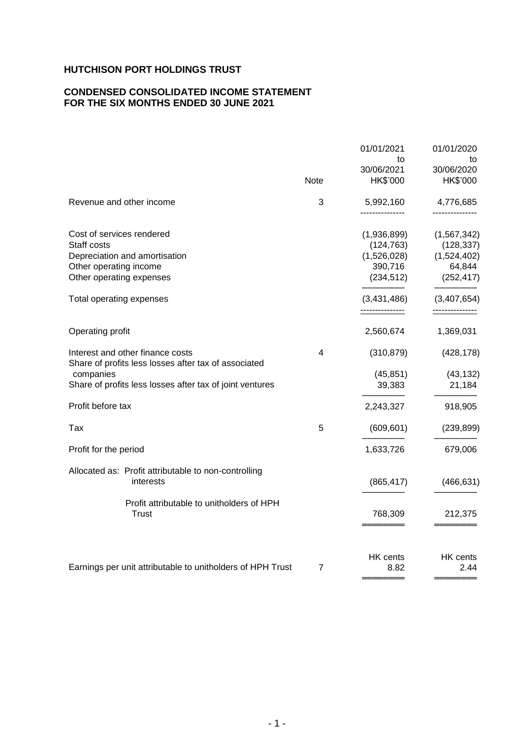# HUTCHISON PORT HOLDINGS TRUST

## CONDENSED CONSOLIDATED INCOME STATEMENT
## FOR THE SIX MONTHS ENDED 30 JUNE 2021

| | Note | 01/01/2021 to 30/06/2021 HK$'000 | 01/01/2020 to 30/06/2020 HK$'000 |
|---|---|---|---|
| Revenue and other income | 3 | 5,992,160 | 4,776,685 |
| Cost of services rendered | | (1,936,899) | (1,567,342) |
| Staff costs | | (124,763) | (128,337) |
| Depreciation and amortisation | | (1,526,028) | (1,524,402) |
| Other operating income | | 390,716 | 64,844 |
| Other operating expenses | | (234,512) | (252,417) |
| Total operating expenses | | (3,431,486) | (3,407,654) |
| Operating profit | | 2,560,674 | 1,369,031 |
| Interest and other finance costs | 4 | (310,879) | (428,178) |
| Share of profits less losses after tax of associated companies | | (45,851) | (43,132) |
| Share of profits less losses after tax of joint ventures | | 39,383 | 21,184 |
| Profit before tax | | 2,243,327 | 918,905 |
| Tax | 5 | (609,601) | (239,899) |
| Profit for the period | | 1,633,726 | 679,006 |
| Allocated as: Profit attributable to non-controlling interests | | (865,417) | (466,631) |
| Profit attributable to unitholders of HPH Trust | | 768,309 | 212,375 |
| | | HK cents | HK cents |
| Earnings per unit attributable to unitholders of HPH Trust | 7 | 8.82 | 2.44 |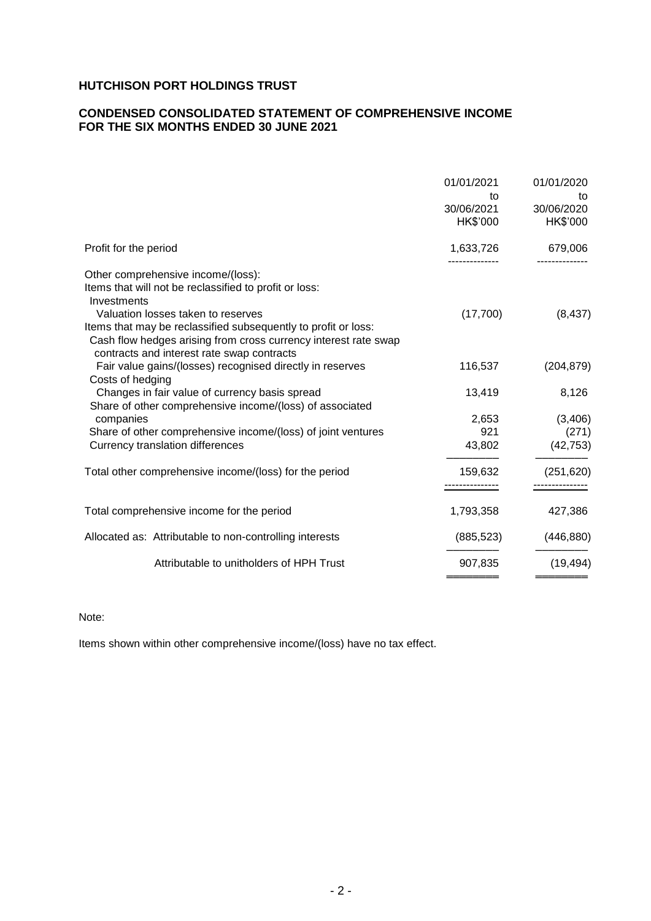**HUTCHISON PORT HOLDINGS TRUST**

**CONDENSED CONSOLIDATED STATEMENT OF COMPREHENSIVE INCOME FOR THE SIX MONTHS ENDED 30 JUNE 2021**

| | 01/01/2021 to 30/06/2021 HK$'000 | 01/01/2020 to 30/06/2020 HK$'000 |
|---|---|---|
| Profit for the period | 1,633,726 | 679,006 |
| Other comprehensive income/(loss): | | |
| Items that will not be reclassified to profit or loss: | | |
| Investments | | |
| Valuation losses taken to reserves | (17,700) | (8,437) |
| Items that may be reclassified subsequently to profit or loss: | | |
| Cash flow hedges arising from cross currency interest rate swap contracts and interest rate swap contracts | | |
| Fair value gains/(losses) recognised directly in reserves | 116,537 | (204,879) |
| Costs of hedging | | |
| Changes in fair value of currency basis spread | 13,419 | 8,126 |
| Share of other comprehensive income/(loss) of associated companies | 2,653 | (3,406) |
| Share of other comprehensive income/(loss) of joint ventures | 921 | (271) |
| Currency translation differences | 43,802 | (42,753) |
| Total other comprehensive income/(loss) for the period | 159,632 | (251,620) |
| Total comprehensive income for the period | 1,793,358 | 427,386 |
| Allocated as: Attributable to non-controlling interests | (885,523) | (446,880) |
| Attributable to unitholders of HPH Trust | 907,835 | (19,494) |

Note:

Items shown within other comprehensive income/(loss) have no tax effect.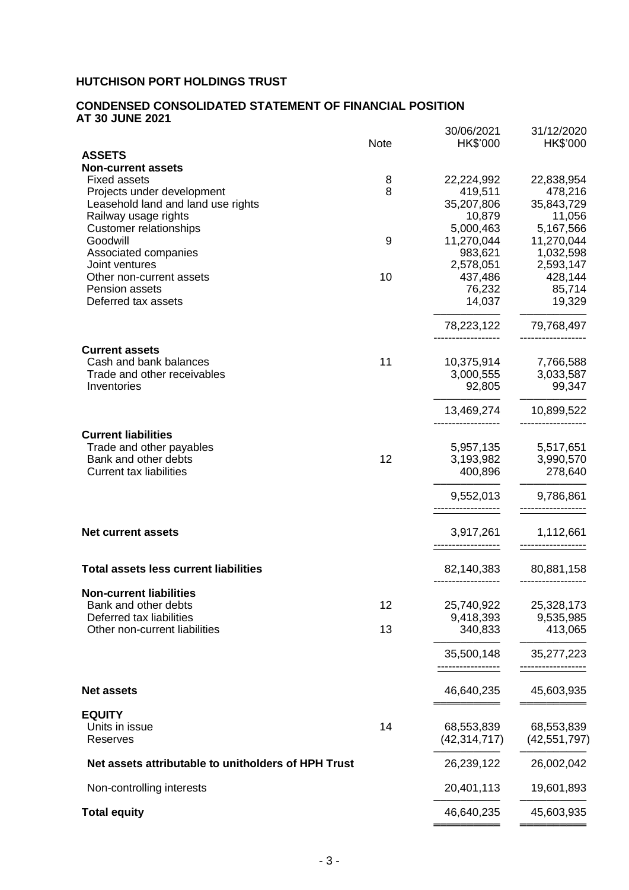# HUTCHISON PORT HOLDINGS TRUST

## CONDENSED CONSOLIDATED STATEMENT OF FINANCIAL POSITION
## AT 30 JUNE 2021

| | Note | 30/06/2021 HK$'000 | 31/12/2020 HK$'000 |
|---|---|---|---|
| **ASSETS** | | | |
| **Non-current assets** | | | |
| Fixed assets | 8 | 22,224,992 | 22,838,954 |
| Projects under development | 8 | 419,511 | 478,216 |
| Leasehold land and land use rights | | 35,207,806 | 35,843,729 |
| Railway usage rights | | 10,879 | 11,056 |
| Customer relationships | | 5,000,463 | 5,167,566 |
| Goodwill | 9 | 11,270,044 | 11,270,044 |
| Associated companies | | 983,621 | 1,032,598 |
| Joint ventures | | 2,578,051 | 2,593,147 |
| Other non-current assets | 10 | 437,486 | 428,144 |
| Pension assets | | 76,232 | 85,714 |
| Deferred tax assets | | 14,037 | 19,329 |
| | | 78,223,122 | 79,768,497 |
| **Current assets** | | | |
| Cash and bank balances | 11 | 10,375,914 | 7,766,588 |
| Trade and other receivables | | 3,000,555 | 3,033,587 |
| Inventories | | 92,805 | 99,347 |
| | | 13,469,274 | 10,899,522 |
| **Current liabilities** | | | |
| Trade and other payables | | 5,957,135 | 5,517,651 |
| Bank and other debts | 12 | 3,193,982 | 3,990,570 |
| Current tax liabilities | | 400,896 | 278,640 |
| | | 9,552,013 | 9,786,861 |
| **Net current assets** | | 3,917,261 | 1,112,661 |
| **Total assets less current liabilities** | | 82,140,383 | 80,881,158 |
| **Non-current liabilities** | | | |
| Bank and other debts | 12 | 25,740,922 | 25,328,173 |
| Deferred tax liabilities | | 9,418,393 | 9,535,985 |
| Other non-current liabilities | 13 | 340,833 | 413,065 |
| | | 35,500,148 | 35,277,223 |
| **Net assets** | | 46,640,235 | 45,603,935 |
| **EQUITY** | | | |
| Units in issue | 14 | 68,553,839 | 68,553,839 |
| Reserves | | (42,314,717) | (42,551,797) |
| **Net assets attributable to unitholders of HPH Trust** | | 26,239,122 | 26,002,042 |
| Non-controlling interests | | 20,401,113 | 19,601,893 |
| **Total equity** | | 46,640,235 | 45,603,935 |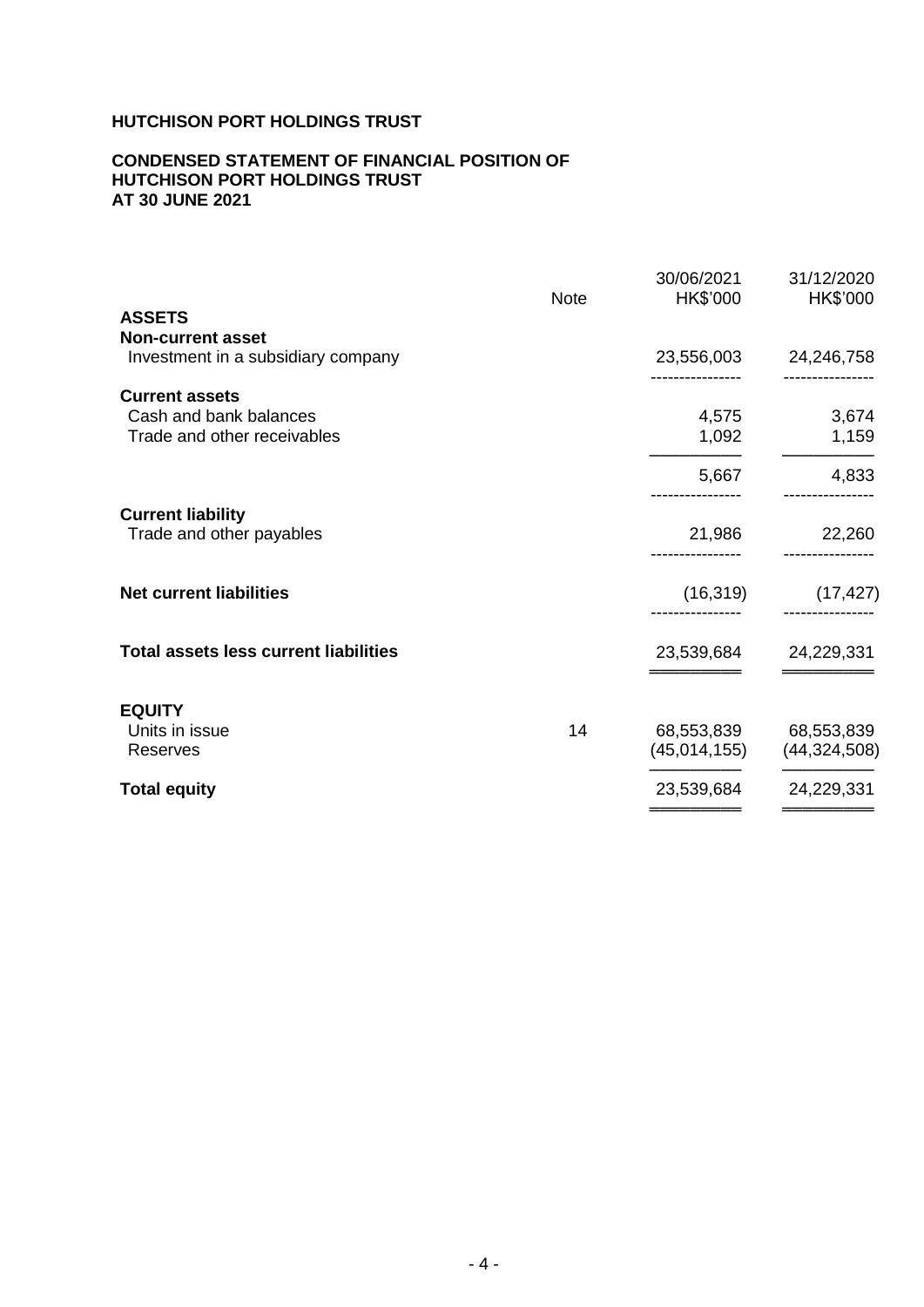**HUTCHISON PORT HOLDINGS TRUST**

**CONDENSED STATEMENT OF FINANCIAL POSITION OF HUTCHISON PORT HOLDINGS TRUST AT 30 JUNE 2021**

| | Note | 30/06/2021 HK$'000 | 31/12/2020 HK$'000 |
|---|---|---|---|
| **ASSETS** | | | |
| **Non-current asset** | | | |
| Investment in a subsidiary company | | 23,556,003 | 24,246,758 |
| **Current assets** | | | |
| Cash and bank balances | | 4,575 | 3,674 |
| Trade and other receivables | | 1,092 | 1,159 |
| | | 5,667 | 4,833 |
| **Current liability** | | | |
| Trade and other payables | | 21,986 | 22,260 |
| **Net current liabilities** | | (16,319) | (17,427) |
| **Total assets less current liabilities** | | 23,539,684 | 24,229,331 |
| **EQUITY** | | | |
| Units in issue | 14 | 68,553,839 | 68,553,839 |
| Reserves | | (45,014,155) | (44,324,508) |
| **Total equity** | | 23,539,684 | 24,229,331 |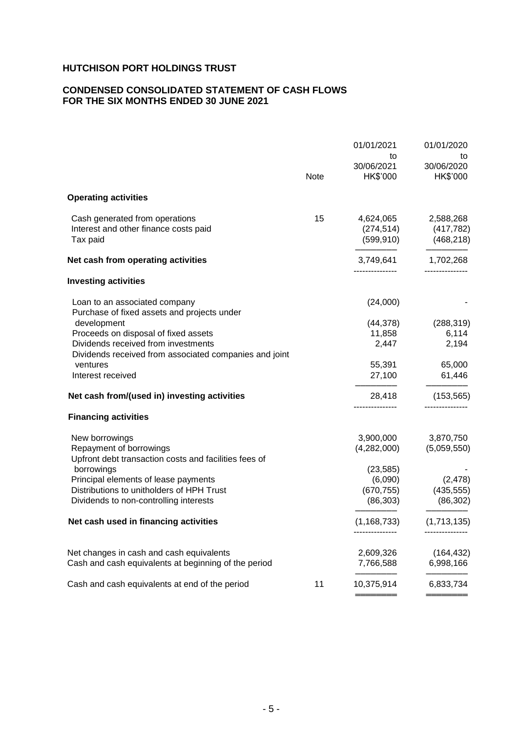# HUTCHISON PORT HOLDINGS TRUST

## CONDENSED CONSOLIDATED STATEMENT OF CASH FLOWS FOR THE SIX MONTHS ENDED 30 JUNE 2021

| | Note | 01/01/2021 to 30/06/2021 HK$'000 | 01/01/2020 to 30/06/2020 HK$'000 |
|---|---|---|---|
| **Operating activities** | | | |
| Cash generated from operations | 15 | 4,624,065 | 2,588,268 |
| Interest and other finance costs paid | | (274,514) | (417,782) |
| Tax paid | | (599,910) | (468,218) |
| **Net cash from operating activities** | | 3,749,641 | 1,702,268 |
| **Investing activities** | | | |
| Loan to an associated company | | (24,000) | - |
| Purchase of fixed assets and projects under development | | (44,378) | (288,319) |
| Proceeds on disposal of fixed assets | | 11,858 | 6,114 |
| Dividends received from investments | | 2,447 | 2,194 |
| Dividends received from associated companies and joint ventures | | 55,391 | 65,000 |
| Interest received | | 27,100 | 61,446 |
| **Net cash from/(used in) investing activities** | | 28,418 | (153,565) |
| **Financing activities** | | | |
| New borrowings | | 3,900,000 | 3,870,750 |
| Repayment of borrowings | | (4,282,000) | (5,059,550) |
| Upfront debt transaction costs and facilities fees of borrowings | | (23,585) | - |
| Principal elements of lease payments | | (6,090) | (2,478) |
| Distributions to unitholders of HPH Trust | | (670,755) | (435,555) |
| Dividends to non-controlling interests | | (86,303) | (86,302) |
| **Net cash used in financing activities** | | (1,168,733) | (1,713,135) |
| Net changes in cash and cash equivalents | | 2,609,326 | (164,432) |
| Cash and cash equivalents at beginning of the period | | 7,766,588 | 6,998,166 |
| Cash and cash equivalents at end of the period | 11 | 10,375,914 | 6,833,734 |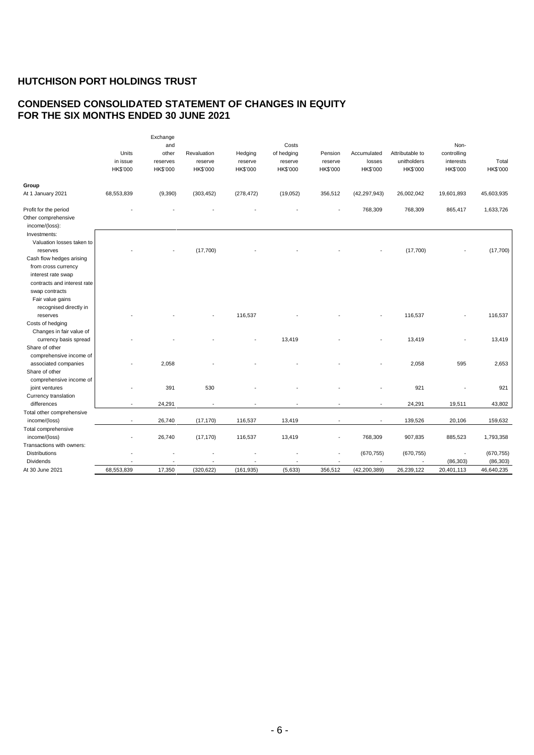# HUTCHISON PORT HOLDINGS TRUST

## CONDENSED CONSOLIDATED STATEMENT OF CHANGES IN EQUITY FOR THE SIX MONTHS ENDED 30 JUNE 2021

| | Units in issue HK$'000 | Exchange and other reserves HK$'000 | Revaluation reserve HK$'000 | Hedging reserve HK$'000 | Costs of hedging reserve HK$'000 | Pension reserve HK$'000 | Accumulated losses HK$'000 | Attributable to unitholders HK$'000 | Non-controlling interests HK$'000 | Total HK$'000 |
|---|---|---|---|---|---|---|---|---|---|---|
| **Group** | | | | | | | | | | |
| At 1 January 2021 | 68,553,839 | (9,390) | (303,452) | (278,472) | (19,052) | 356,512 | (42,297,943) | 26,002,042 | 19,601,893 | 45,603,935 |
| Profit for the period | - | - | - | - | - | - | 768,309 | 768,309 | 865,417 | 1,633,726 |
| Other comprehensive income/(loss): | | | | | | | | | | |
| Investments: | | | | | | | | | | |
| Valuation losses taken to reserves | - | - | (17,700) | - | - | - | - | (17,700) | - | (17,700) |
| Cash flow hedges arising from cross currency interest rate swap contracts and interest rate swap contracts | | | | | | | | | | |
| Fair value gains recognised directly in reserves | - | - | - | 116,537 | - | - | - | 116,537 | - | 116,537 |
| Costs of hedging | | | | | | | | | | |
| Changes in fair value of currency basis spread | - | - | - | - | 13,419 | - | - | 13,419 | - | 13,419 |
| Share of other comprehensive income of associated companies | - | 2,058 | - | - | - | - | - | 2,058 | 595 | 2,653 |
| Share of other comprehensive income of joint ventures | - | 391 | 530 | - | - | - | - | 921 | - | 921 |
| Currency translation differences | - | 24,291 | - | - | - | - | - | 24,291 | 19,511 | 43,802 |
| Total other comprehensive income/(loss) | - | 26,740 | (17,170) | 116,537 | 13,419 | - | - | 139,526 | 20,106 | 159,632 |
| Total comprehensive income/(loss) | - | 26,740 | (17,170) | 116,537 | 13,419 | - | 768,309 | 907,835 | 885,523 | 1,793,358 |
| Transactions with owners: | | | | | | | | | | |
| Distributions | - | - | - | - | - | - | (670,755) | (670,755) | - | (670,755) |
| Dividends | - | - | - | - | - | - | - | - | (86,303) | (86,303) |
| At 30 June 2021 | 68,553,839 | 17,350 | (320,622) | (161,935) | (5,633) | 356,512 | (42,200,389) | 26,239,122 | 20,401,113 | 46,640,235 |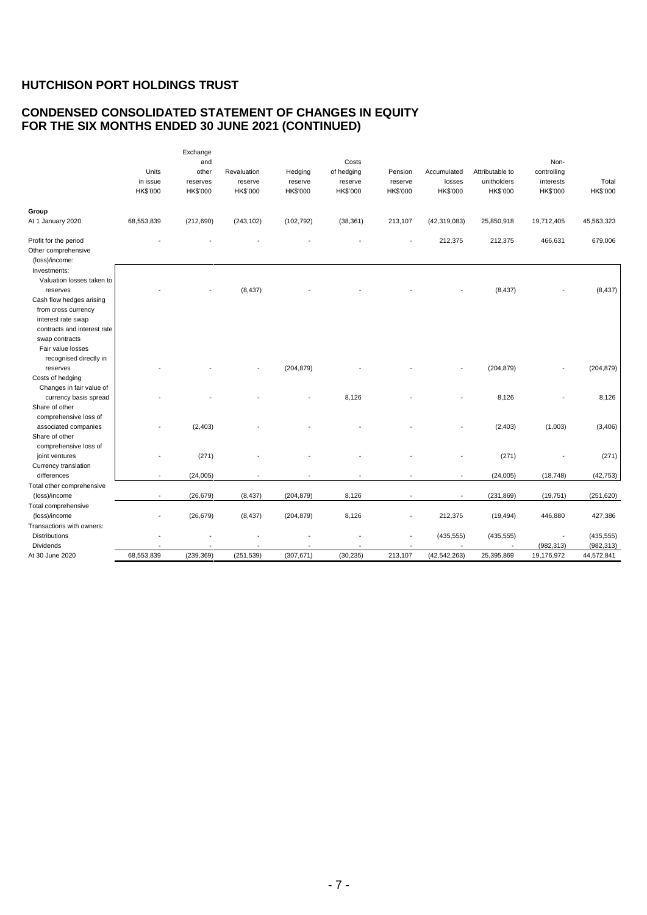# HUTCHISON PORT HOLDINGS TRUST

## CONDENSED CONSOLIDATED STATEMENT OF CHANGES IN EQUITY FOR THE SIX MONTHS ENDED 30 JUNE 2021 (CONTINUED)

| | Units in issue HK$'000 | Exchange and other reserves HK$'000 | Revaluation reserve HK$'000 | Hedging reserve HK$'000 | Costs of hedging reserve HK$'000 | Pension reserve HK$'000 | Accumulated losses HK$'000 | Attributable to unitholders HK$'000 | Non-controlling interests HK$'000 | Total HK$'000 |
|---|---|---|---|---|---|---|---|---|---|---|
| **Group** | | | | | | | | | | |
| At 1 January 2020 | 68,553,839 | (212,690) | (243,102) | (102,792) | (38,361) | 213,107 | (42,319,083) | 25,850,918 | 19,712,405 | 45,563,323 |
| Profit for the period | - | - | - | - | - | - | 212,375 | 212,375 | 466,631 | 679,006 |
| Other comprehensive (loss)/income: | | | | | | | | | | |
| Investments: | | | | | | | | | | |
| Valuation losses taken to reserves | - | - | (8,437) | - | - | - | - | (8,437) | - | (8,437) |
| Cash flow hedges arising from cross currency interest rate swap contracts and interest rate swap contracts | | | | | | | | | | |
| Fair value losses recognised directly in reserves | - | - | - | (204,879) | - | - | - | (204,879) | - | (204,879) |
| Costs of hedging | | | | | | | | | | |
| Changes in fair value of currency basis spread | - | - | - | - | 8,126 | - | - | 8,126 | - | 8,126 |
| Share of other comprehensive loss of associated companies | - | (2,403) | - | - | - | - | - | (2,403) | (1,003) | (3,406) |
| Share of other comprehensive loss of joint ventures | - | (271) | - | - | - | - | - | (271) | - | (271) |
| Currency translation differences | - | (24,005) | - | - | - | - | - | (24,005) | (18,748) | (42,753) |
| Total other comprehensive (loss)/income | - | (26,679) | (8,437) | (204,879) | 8,126 | - | - | (231,869) | (19,751) | (251,620) |
| Total comprehensive (loss)/income | - | (26,679) | (8,437) | (204,879) | 8,126 | - | 212,375 | (19,494) | 446,880 | 427,386 |
| Transactions with owners: | | | | | | | | | | |
| Distributions | - | - | - | - | - | - | (435,555) | (435,555) | - | (435,555) |
| Dividends | - | - | - | - | - | - | - | - | (982,313) | (982,313) |
| At 30 June 2020 | 68,553,839 | (239,369) | (251,539) | (307,671) | (30,235) | 213,107 | (42,542,263) | 25,395,869 | 19,176,972 | 44,572,841 |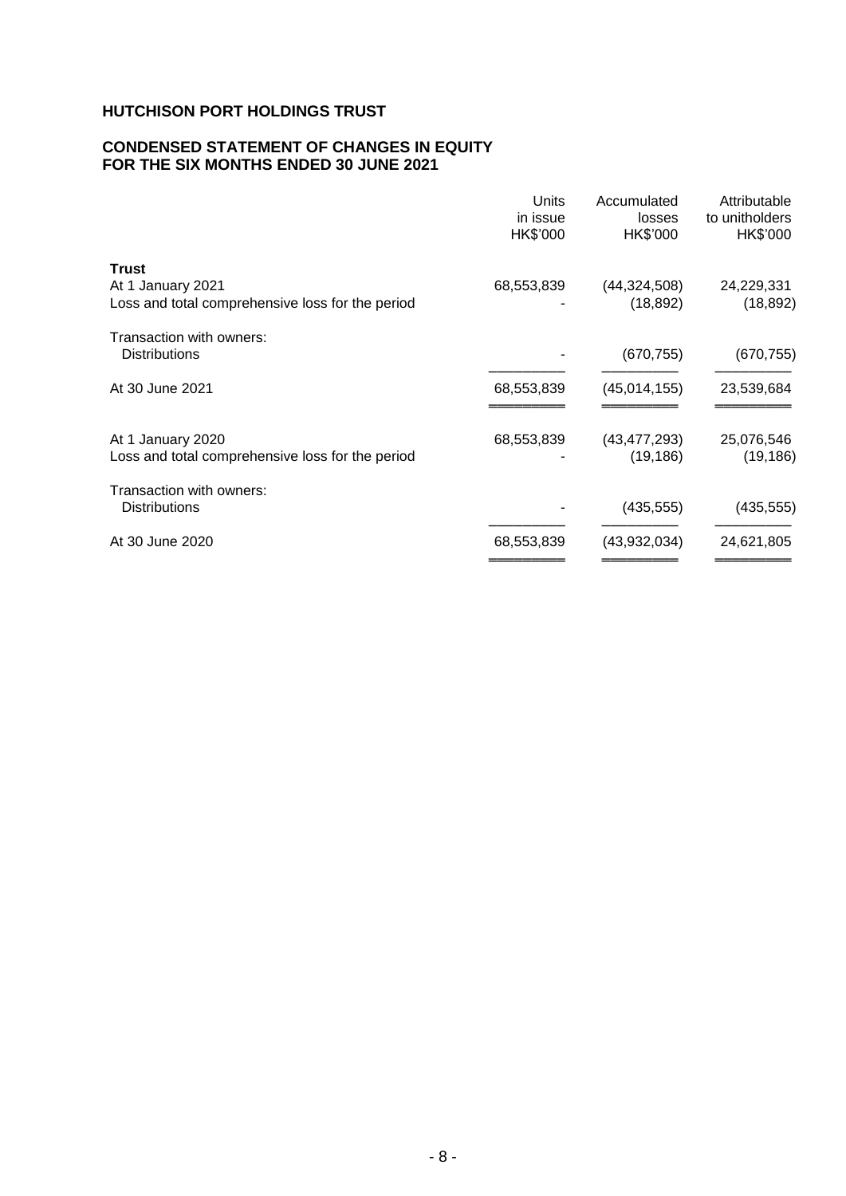# HUTCHISON PORT HOLDINGS TRUST

## CONDENSED STATEMENT OF CHANGES IN EQUITY FOR THE SIX MONTHS ENDED 30 JUNE 2021

| | Units in issue HK$'000 | Accumulated losses HK$'000 | Attributable to unitholders HK$'000 |
|---|---|---|---|
| **Trust** | | | |
| At 1 January 2021 | 68,553,839 | (44,324,508) | 24,229,331 |
| Loss and total comprehensive loss for the period | - | (18,892) | (18,892) |
| Transaction with owners: | | | |
| Distributions | - | (670,755) | (670,755) |
| At 30 June 2021 | 68,553,839 | (45,014,155) | 23,539,684 |
| At 1 January 2020 | 68,553,839 | (43,477,293) | 25,076,546 |
| Loss and total comprehensive loss for the period | - | (19,186) | (19,186) |
| Transaction with owners: | | | |
| Distributions | - | (435,555) | (435,555) |
| At 30 June 2020 | 68,553,839 | (43,932,034) | 24,621,805 |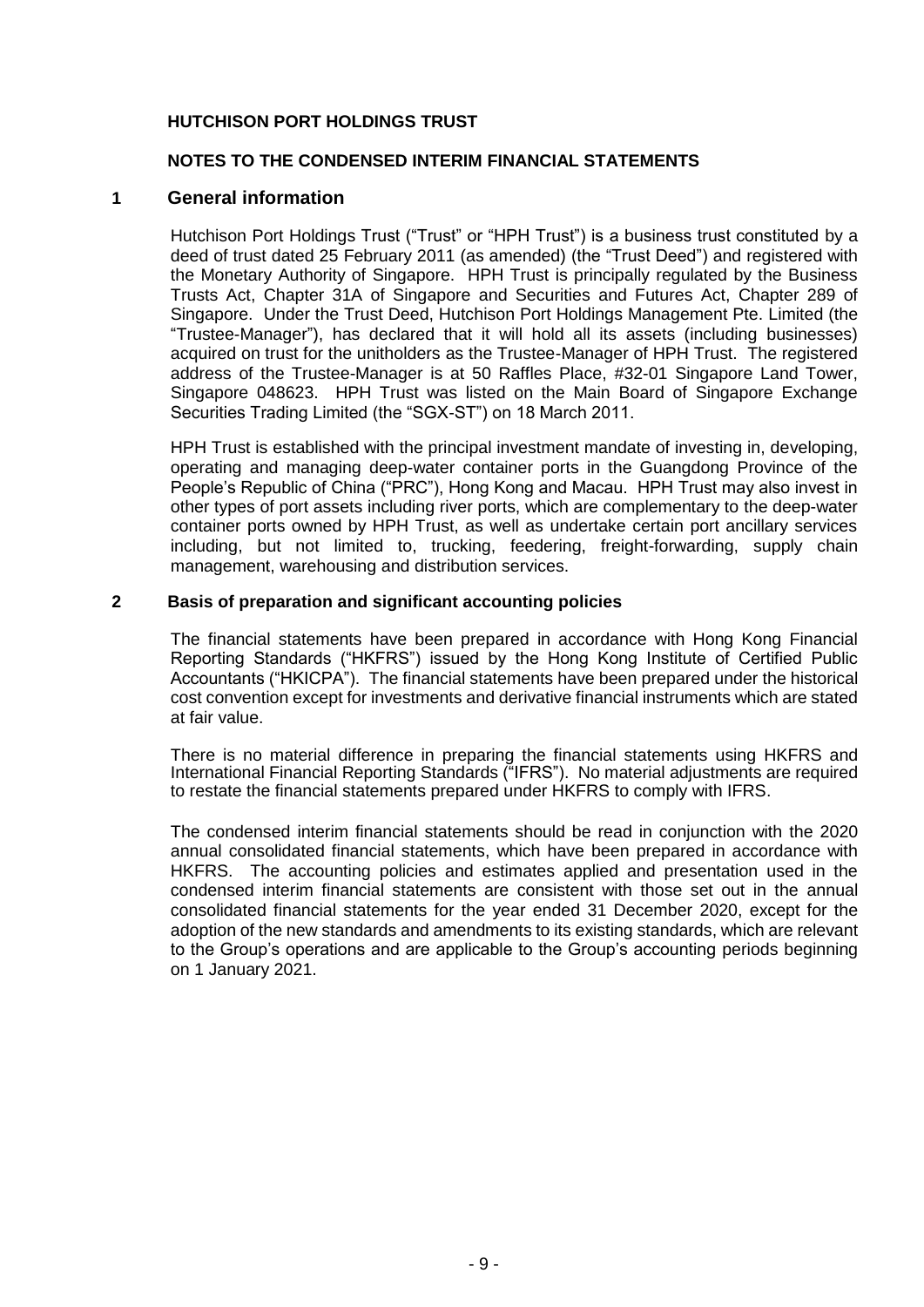**HUTCHISON PORT HOLDINGS TRUST**

**NOTES TO THE CONDENSED INTERIM FINANCIAL STATEMENTS**

## 1 General information

Hutchison Port Holdings Trust ("Trust" or "HPH Trust") is a business trust constituted by a deed of trust dated 25 February 2011 (as amended) (the "Trust Deed") and registered with the Monetary Authority of Singapore. HPH Trust is principally regulated by the Business Trusts Act, Chapter 31A of Singapore and Securities and Futures Act, Chapter 289 of Singapore. Under the Trust Deed, Hutchison Port Holdings Management Pte. Limited (the "Trustee-Manager"), has declared that it will hold all its assets (including businesses) acquired on trust for the unitholders as the Trustee-Manager of HPH Trust. The registered address of the Trustee-Manager is at 50 Raffles Place, #32-01 Singapore Land Tower, Singapore 048623. HPH Trust was listed on the Main Board of Singapore Exchange Securities Trading Limited (the "SGX-ST") on 18 March 2011.

HPH Trust is established with the principal investment mandate of investing in, developing, operating and managing deep-water container ports in the Guangdong Province of the People's Republic of China ("PRC"), Hong Kong and Macau. HPH Trust may also invest in other types of port assets including river ports, which are complementary to the deep-water container ports owned by HPH Trust, as well as undertake certain port ancillary services including, but not limited to, trucking, feedering, freight-forwarding, supply chain management, warehousing and distribution services.

## 2 Basis of preparation and significant accounting policies

The financial statements have been prepared in accordance with Hong Kong Financial Reporting Standards ("HKFRS") issued by the Hong Kong Institute of Certified Public Accountants ("HKICPA"). The financial statements have been prepared under the historical cost convention except for investments and derivative financial instruments which are stated at fair value.

There is no material difference in preparing the financial statements using HKFRS and International Financial Reporting Standards ("IFRS"). No material adjustments are required to restate the financial statements prepared under HKFRS to comply with IFRS.

The condensed interim financial statements should be read in conjunction with the 2020 annual consolidated financial statements, which have been prepared in accordance with HKFRS. The accounting policies and estimates applied and presentation used in the condensed interim financial statements are consistent with those set out in the annual consolidated financial statements for the year ended 31 December 2020, except for the adoption of the new standards and amendments to its existing standards, which are relevant to the Group's operations and are applicable to the Group's accounting periods beginning on 1 January 2021.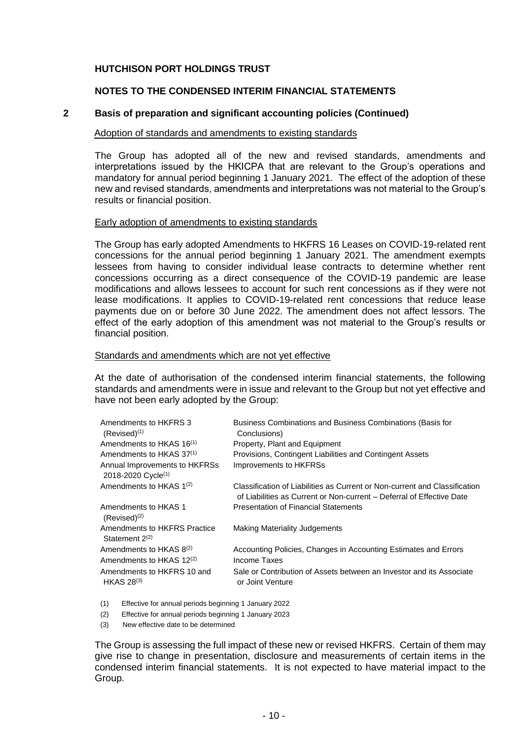**HUTCHISON PORT HOLDINGS TRUST**

**NOTES TO THE CONDENSED INTERIM FINANCIAL STATEMENTS**

## 2 Basis of preparation and significant accounting policies (Continued)

Adoption of standards and amendments to existing standards

The Group has adopted all of the new and revised standards, amendments and interpretations issued by the HKICPA that are relevant to the Group's operations and mandatory for annual period beginning 1 January 2021. The effect of the adoption of these new and revised standards, amendments and interpretations was not material to the Group's results or financial position.

Early adoption of amendments to existing standards

The Group has early adopted Amendments to HKFRS 16 Leases on COVID-19-related rent concessions for the annual period beginning 1 January 2021. The amendment exempts lessees from having to consider individual lease contracts to determine whether rent concessions occurring as a direct consequence of the COVID-19 pandemic are lease modifications and allows lessees to account for such rent concessions as if they were not lease modifications. It applies to COVID-19-related rent concessions that reduce lease payments due on or before 30 June 2022. The amendment does not affect lessors. The effect of the early adoption of this amendment was not material to the Group's results or financial position.

Standards and amendments which are not yet effective

At the date of authorisation of the condensed interim financial statements, the following standards and amendments were in issue and relevant to the Group but not yet effective and have not been early adopted by the Group:

| | |
|---|---|
| Amendments to HKFRS 3 (Revised)[(1)] | Business Combinations and Business Combinations (Basis for Conclusions) |
| Amendments to HKAS 16[(1)] | Property, Plant and Equipment |
| Amendments to HKAS 37[(1)] | Provisions, Contingent Liabilities and Contingent Assets |
| Annual Improvements to HKFRSs 2018-2020 Cycle[(1)] | Improvements to HKFRSs |
| Amendments to HKAS 1[(2)] | Classification of Liabilities as Current or Non-current and Classification of Liabilities as Current or Non-current – Deferral of Effective Date |
| Amendments to HKAS 1 (Revised)[(2)] | Presentation of Financial Statements |
| Amendments to HKFRS Practice Statement 2[(2)] | Making Materiality Judgements |
| Amendments to HKAS 8[(2)] | Accounting Policies, Changes in Accounting Estimates and Errors |
| Amendments to HKAS 12[(2)] | Income Taxes |
| Amendments to HKFRS 10 and HKAS 28[(3)] | Sale or Contribution of Assets between an Investor and its Associate or Joint Venture |

(1) Effective for annual periods beginning 1 January 2022

(2) Effective for annual periods beginning 1 January 2023

(3) New effective date to be determined

The Group is assessing the full impact of these new or revised HKFRS. Certain of them may give rise to change in presentation, disclosure and measurements of certain items in the condensed interim financial statements. It is not expected to have material impact to the Group.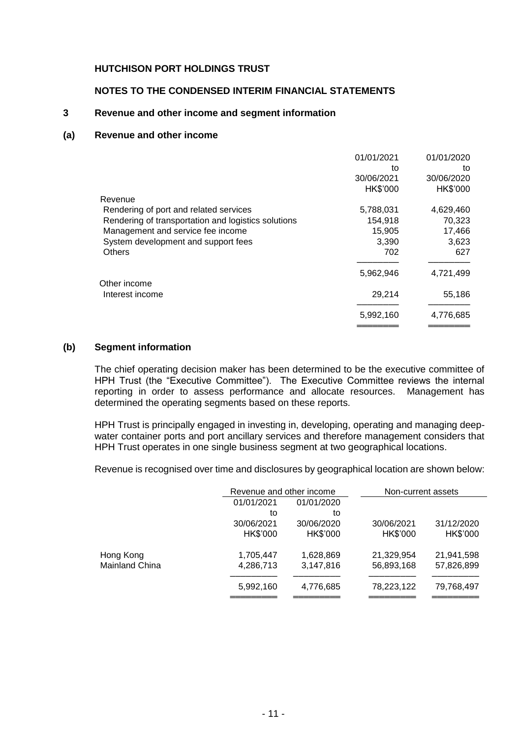**HUTCHISON PORT HOLDINGS TRUST**

**NOTES TO THE CONDENSED INTERIM FINANCIAL STATEMENTS**

## 3 Revenue and other income and segment information

### (a) Revenue and other income

| | 01/01/2021 to 30/06/2021 HK$'000 | 01/01/2020 to 30/06/2020 HK$'000 |
|---|---|---|
| Revenue | | |
| Rendering of port and related services | 5,788,031 | 4,629,460 |
| Rendering of transportation and logistics solutions | 154,918 | 70,323 |
| Management and service fee income | 15,905 | 17,466 |
| System development and support fees | 3,390 | 3,623 |
| Others | 702 | 627 |
| | 5,962,946 | 4,721,499 |
| Other income | | |
| Interest income | 29,214 | 55,186 |
| | 5,992,160 | 4,776,685 |

### (b) Segment information

The chief operating decision maker has been determined to be the executive committee of HPH Trust (the "Executive Committee"). The Executive Committee reviews the internal reporting in order to assess performance and allocate resources. Management has determined the operating segments based on these reports.

HPH Trust is principally engaged in investing in, developing, operating and managing deep-water container ports and port ancillary services and therefore management considers that HPH Trust operates in one single business segment at two geographical locations.

Revenue is recognised over time and disclosures by geographical location are shown below:

| | Revenue and other income | | Non-current assets | |
|---|---|---|---|---|
| | 01/01/2021 to 30/06/2021 HK$'000 | 01/01/2020 to 30/06/2020 HK$'000 | 30/06/2021 HK$'000 | 31/12/2020 HK$'000 |
| Hong Kong | 1,705,447 | 1,628,869 | 21,329,954 | 21,941,598 |
| Mainland China | 4,286,713 | 3,147,816 | 56,893,168 | 57,826,899 |
| | 5,992,160 | 4,776,685 | 78,223,122 | 79,768,497 |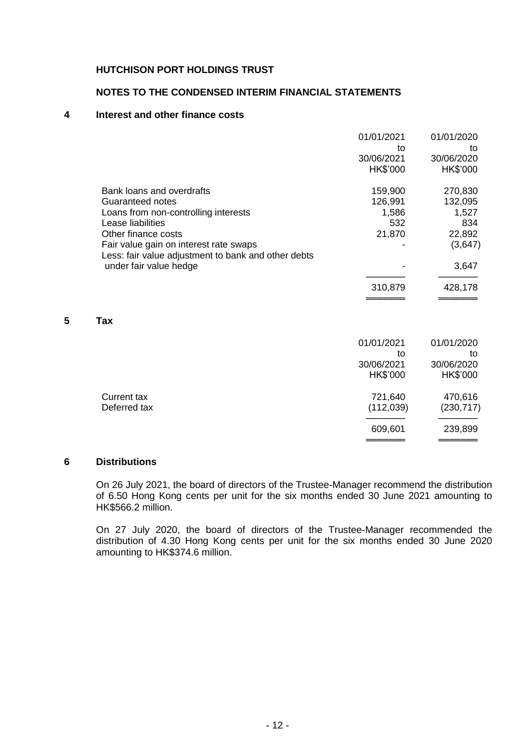**HUTCHISON PORT HOLDINGS TRUST**

**NOTES TO THE CONDENSED INTERIM FINANCIAL STATEMENTS**

## 4 Interest and other finance costs

| | 01/01/2021 to 30/06/2021 HK$'000 | 01/01/2020 to 30/06/2020 HK$'000 |
|---|---|---|
| Bank loans and overdrafts | 159,900 | 270,830 |
| Guaranteed notes | 126,991 | 132,095 |
| Loans from non-controlling interests | 1,586 | 1,527 |
| Lease liabilities | 532 | 834 |
| Other finance costs | 21,870 | 22,892 |
| Fair value gain on interest rate swaps | - | (3,647) |
| Less: fair value adjustment to bank and other debts under fair value hedge | - | 3,647 |
| | 310,879 | 428,178 |

## 5 Tax

| | 01/01/2021 to 30/06/2021 HK$'000 | 01/01/2020 to 30/06/2020 HK$'000 |
|---|---|---|
| Current tax | 721,640 | 470,616 |
| Deferred tax | (112,039) | (230,717) |
| | 609,601 | 239,899 |

## 6 Distributions

On 26 July 2021, the board of directors of the Trustee-Manager recommend the distribution of 6.50 Hong Kong cents per unit for the six months ended 30 June 2021 amounting to HK$566.2 million.

On 27 July 2020, the board of directors of the Trustee-Manager recommended the distribution of 4.30 Hong Kong cents per unit for the six months ended 30 June 2020 amounting to HK$374.6 million.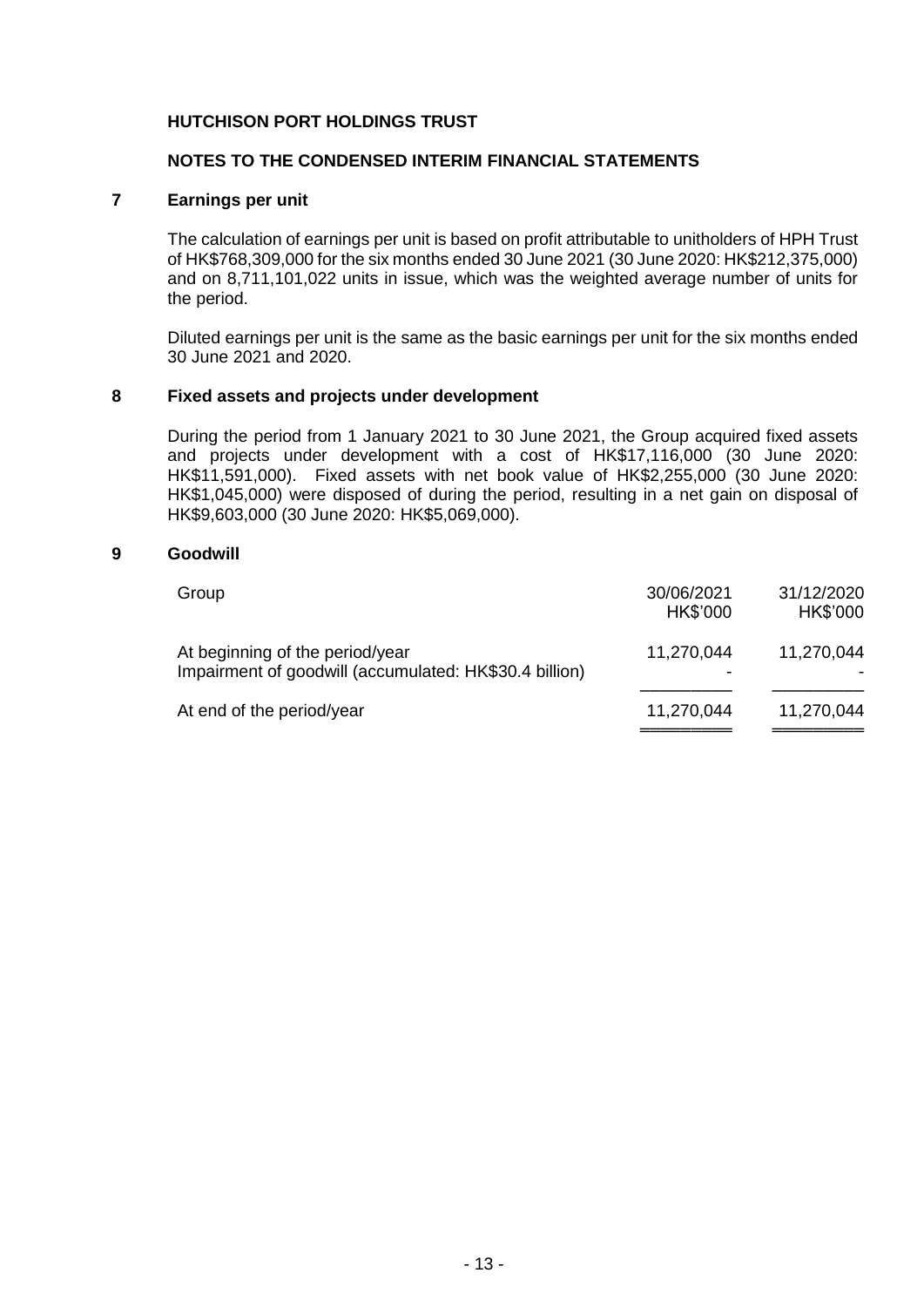**HUTCHISON PORT HOLDINGS TRUST**

**NOTES TO THE CONDENSED INTERIM FINANCIAL STATEMENTS**

## 7 Earnings per unit

The calculation of earnings per unit is based on profit attributable to unitholders of HPH Trust of HK$768,309,000 for the six months ended 30 June 2021 (30 June 2020: HK$212,375,000) and on 8,711,101,022 units in issue, which was the weighted average number of units for the period.

Diluted earnings per unit is the same as the basic earnings per unit for the six months ended 30 June 2021 and 2020.

## 8 Fixed assets and projects under development

During the period from 1 January 2021 to 30 June 2021, the Group acquired fixed assets and projects under development with a cost of HK$17,116,000 (30 June 2020: HK$11,591,000). Fixed assets with net book value of HK$2,255,000 (30 June 2020: HK$1,045,000) were disposed of during the period, resulting in a net gain on disposal of HK$9,603,000 (30 June 2020: HK$5,069,000).

## 9 Goodwill

| Group | 30/06/2021<br>HK$'000 | 31/12/2020<br>HK$'000 |
|---|---|---|
| At beginning of the period/year | 11,270,044 | 11,270,044 |
| Impairment of goodwill (accumulated: HK$30.4 billion) | - | - |
| At end of the period/year | 11,270,044 | 11,270,044 |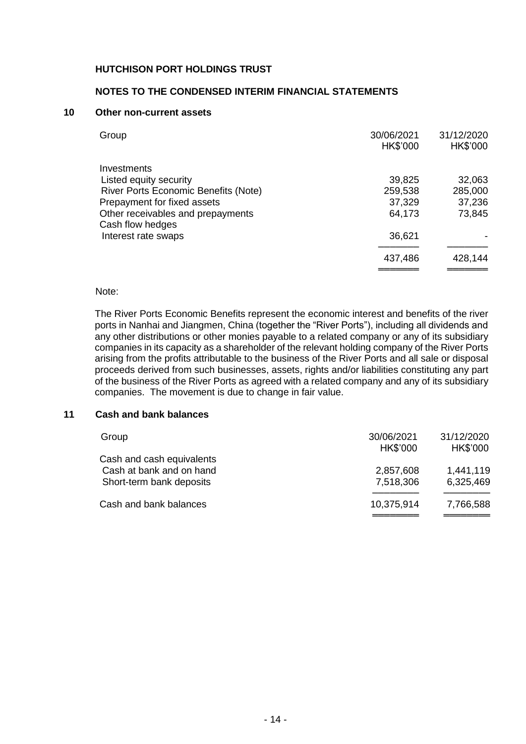**HUTCHISON PORT HOLDINGS TRUST**

**NOTES TO THE CONDENSED INTERIM FINANCIAL STATEMENTS**

## 10 Other non-current assets

| Group | 30/06/2021 HK$'000 | 31/12/2020 HK$'000 |
|---|---|---|
| Investments | | |
| Listed equity security | 39,825 | 32,063 |
| River Ports Economic Benefits (Note) | 259,538 | 285,000 |
| Prepayment for fixed assets | 37,329 | 37,236 |
| Other receivables and prepayments | 64,173 | 73,845 |
| Cash flow hedges | | |
| Interest rate swaps | 36,621 | - |
| | 437,486 | 428,144 |

Note:

The River Ports Economic Benefits represent the economic interest and benefits of the river ports in Nanhai and Jiangmen, China (together the "River Ports"), including all dividends and any other distributions or other monies payable to a related company or any of its subsidiary companies in its capacity as a shareholder of the relevant holding company of the River Ports arising from the profits attributable to the business of the River Ports and all sale or disposal proceeds derived from such businesses, assets, rights and/or liabilities constituting any part of the business of the River Ports as agreed with a related company and any of its subsidiary companies. The movement is due to change in fair value.

## 11 Cash and bank balances

| Group | 30/06/2021 HK$'000 | 31/12/2020 HK$'000 |
|---|---|---|
| Cash and cash equivalents | | |
| Cash at bank and on hand | 2,857,608 | 1,441,119 |
| Short-term bank deposits | 7,518,306 | 6,325,469 |
| Cash and bank balances | 10,375,914 | 7,766,588 |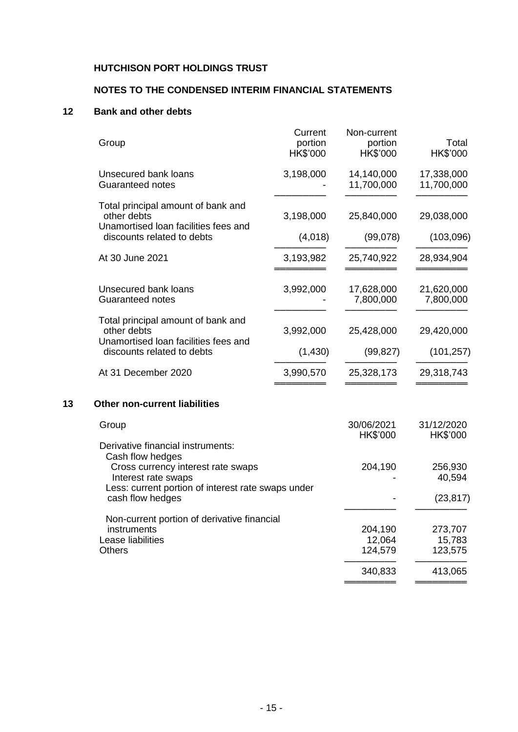**HUTCHISON PORT HOLDINGS TRUST**

**NOTES TO THE CONDENSED INTERIM FINANCIAL STATEMENTS**

## 12 Bank and other debts

| Group | Current portion HK$'000 | Non-current portion HK$'000 | Total HK$'000 |
|---|---|---|---|
| Unsecured bank loans | 3,198,000 | 14,140,000 | 17,338,000 |
| Guaranteed notes | - | 11,700,000 | 11,700,000 |
| Total principal amount of bank and other debts | 3,198,000 | 25,840,000 | 29,038,000 |
| Unamortised loan facilities fees and discounts related to debts | (4,018) | (99,078) | (103,096) |
| At 30 June 2021 | 3,193,982 | 25,740,922 | 28,934,904 |
| Unsecured bank loans | 3,992,000 | 17,628,000 | 21,620,000 |
| Guaranteed notes | - | 7,800,000 | 7,800,000 |
| Total principal amount of bank and other debts | 3,992,000 | 25,428,000 | 29,420,000 |
| Unamortised loan facilities fees and discounts related to debts | (1,430) | (99,827) | (101,257) |
| At 31 December 2020 | 3,990,570 | 25,328,173 | 29,318,743 |

## 13 Other non-current liabilities

| Group | 30/06/2021 HK$'000 | 31/12/2020 HK$'000 |
|---|---|---|
| Derivative financial instruments: | | |
| Cash flow hedges | | |
| Cross currency interest rate swaps | 204,190 | 256,930 |
| Interest rate swaps | - | 40,594 |
| Less: current portion of interest rate swaps under cash flow hedges | - | (23,817) |
| Non-current portion of derivative financial instruments | 204,190 | 273,707 |
| Lease liabilities | 12,064 | 15,783 |
| Others | 124,579 | 123,575 |
| | 340,833 | 413,065 |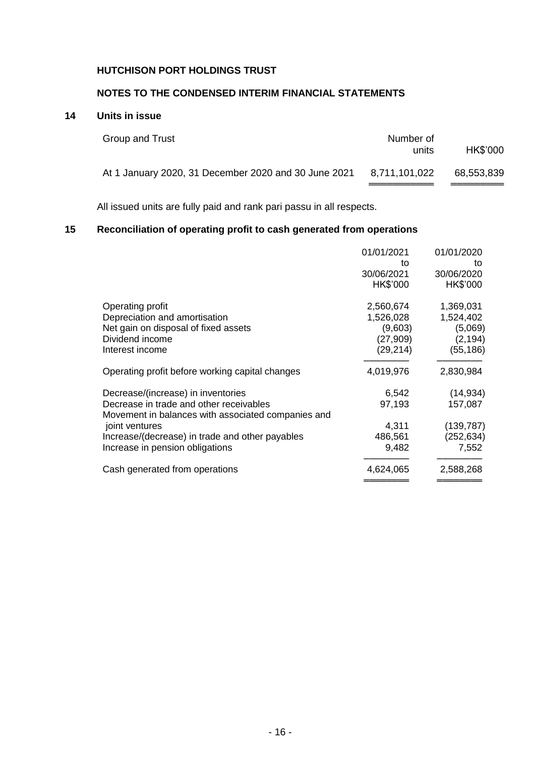**HUTCHISON PORT HOLDINGS TRUST**

**NOTES TO THE CONDENSED INTERIM FINANCIAL STATEMENTS**

## 14 Units in issue

| Group and Trust | Number of units | HK$'000 |
|---|---|---|
| At 1 January 2020, 31 December 2020 and 30 June 2021 | 8,711,101,022 | 68,553,839 |

All issued units are fully paid and rank pari passu in all respects.

## 15 Reconciliation of operating profit to cash generated from operations

| | 01/01/2021 to 30/06/2021 HK$'000 | 01/01/2020 to 30/06/2020 HK$'000 |
|---|---|---|
| Operating profit | 2,560,674 | 1,369,031 |
| Depreciation and amortisation | 1,526,028 | 1,524,402 |
| Net gain on disposal of fixed assets | (9,603) | (5,069) |
| Dividend income | (27,909) | (2,194) |
| Interest income | (29,214) | (55,186) |
| Operating profit before working capital changes | 4,019,976 | 2,830,984 |
| Decrease/(increase) in inventories | 6,542 | (14,934) |
| Decrease in trade and other receivables | 97,193 | 157,087 |
| Movement in balances with associated companies and joint ventures | 4,311 | (139,787) |
| Increase/(decrease) in trade and other payables | 486,561 | (252,634) |
| Increase in pension obligations | 9,482 | 7,552 |
| Cash generated from operations | 4,624,065 | 2,588,268 |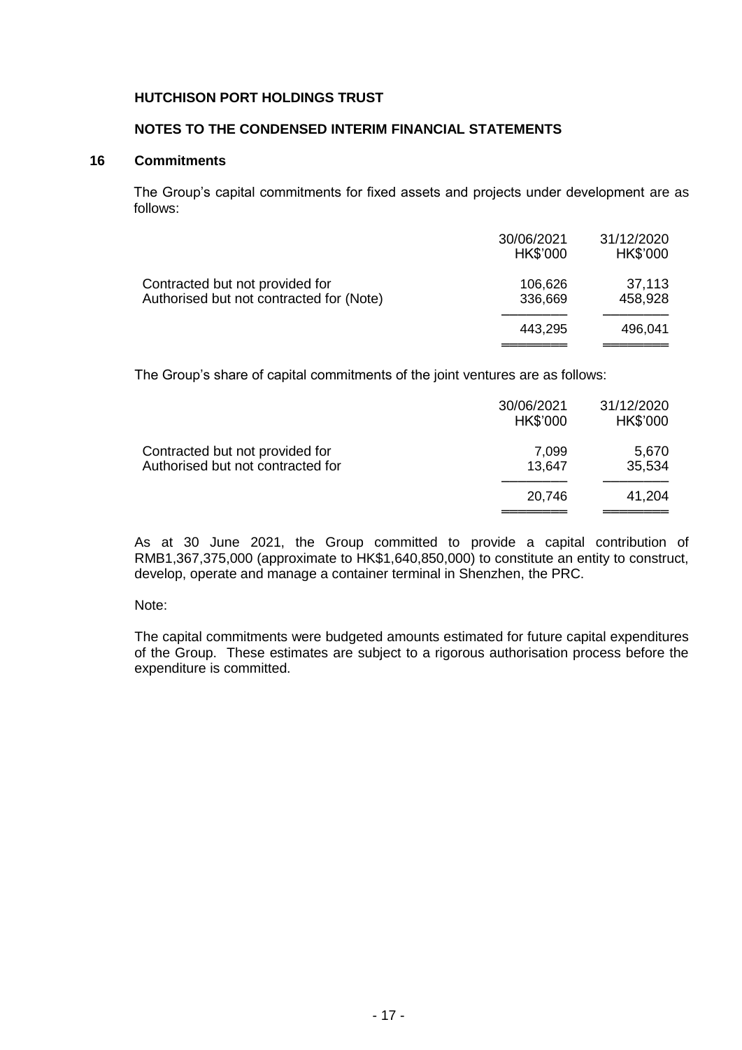**HUTCHISON PORT HOLDINGS TRUST**

**NOTES TO THE CONDENSED INTERIM FINANCIAL STATEMENTS**

## 16 Commitments

The Group's capital commitments for fixed assets and projects under development are as follows:

| | 30/06/2021 HK$'000 | 31/12/2020 HK$'000 |
|---|---|---|
| Contracted but not provided for | 106,626 | 37,113 |
| Authorised but not contracted for (Note) | 336,669 | 458,928 |
| | 443,295 | 496,041 |

The Group's share of capital commitments of the joint ventures are as follows:

| | 30/06/2021 HK$'000 | 31/12/2020 HK$'000 |
|---|---|---|
| Contracted but not provided for | 7,099 | 5,670 |
| Authorised but not contracted for | 13,647 | 35,534 |
| | 20,746 | 41,204 |

As at 30 June 2021, the Group committed to provide a capital contribution of RMB1,367,375,000 (approximate to HK$1,640,850,000) to constitute an entity to construct, develop, operate and manage a container terminal in Shenzhen, the PRC.

Note:

The capital commitments were budgeted amounts estimated for future capital expenditures of the Group. These estimates are subject to a rigorous authorisation process before the expenditure is committed.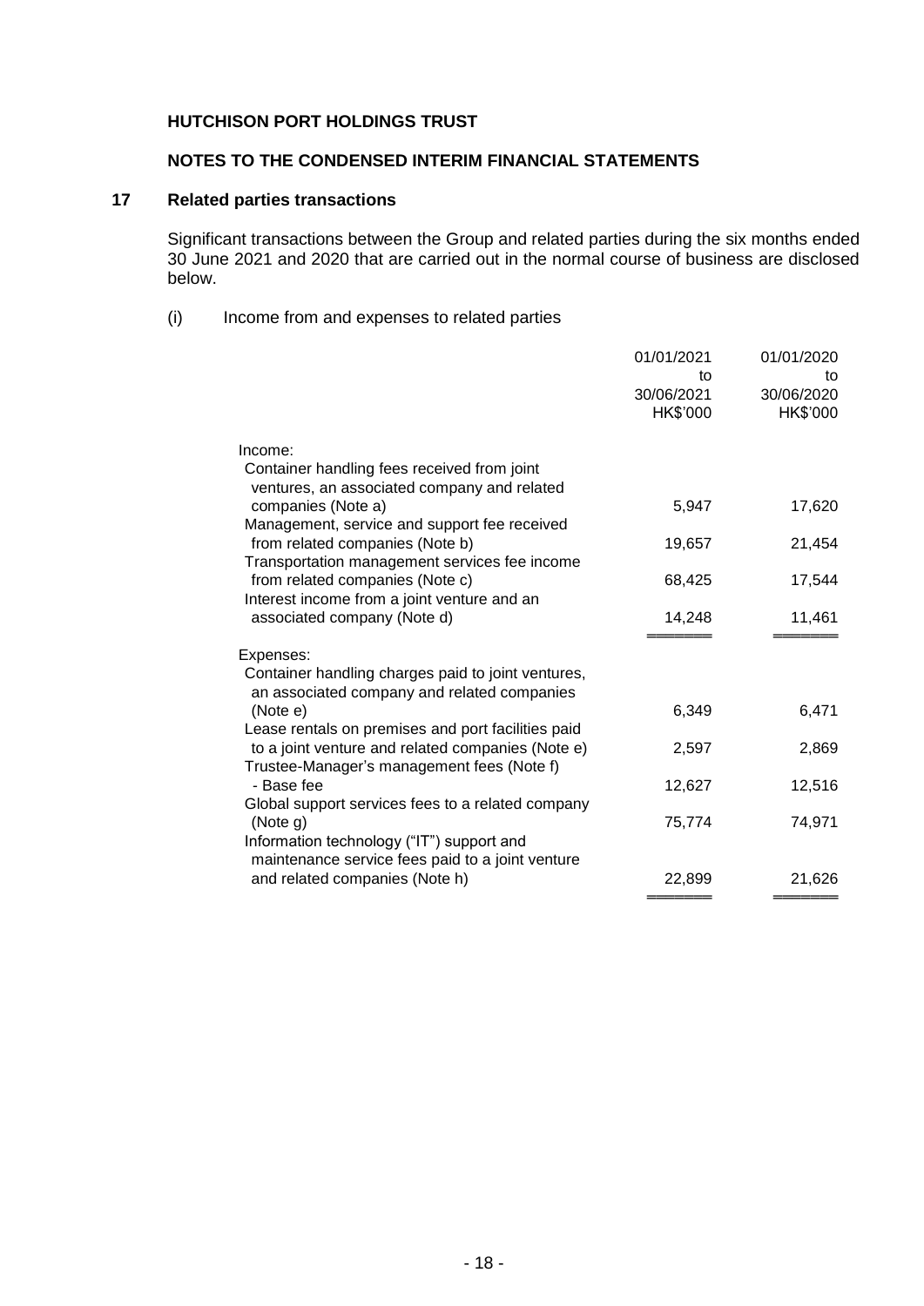**HUTCHISON PORT HOLDINGS TRUST**

**NOTES TO THE CONDENSED INTERIM FINANCIAL STATEMENTS**

## 17 Related parties transactions

Significant transactions between the Group and related parties during the six months ended 30 June 2021 and 2020 that are carried out in the normal course of business are disclosed below.

(i) Income from and expenses to related parties

| | 01/01/2021 to 30/06/2021 HK$'000 | 01/01/2020 to 30/06/2020 HK$'000 |
|---|---|---|
| Income: | | |
| Container handling fees received from joint ventures, an associated company and related companies (Note a) | 5,947 | 17,620 |
| Management, service and support fee received from related companies (Note b) | 19,657 | 21,454 |
| Transportation management services fee income from related companies (Note c) | 68,425 | 17,544 |
| Interest income from a joint venture and an associated company (Note d) | 14,248 | 11,461 |
| Expenses: | | |
| Container handling charges paid to joint ventures, an associated company and related companies (Note e) | 6,349 | 6,471 |
| Lease rentals on premises and port facilities paid to a joint venture and related companies (Note e) | 2,597 | 2,869 |
| Trustee-Manager's management fees (Note f) - Base fee | 12,627 | 12,516 |
| Global support services fees to a related company (Note g) | 75,774 | 74,971 |
| Information technology ("IT") support and maintenance service fees paid to a joint venture and related companies (Note h) | 22,899 | 21,626 |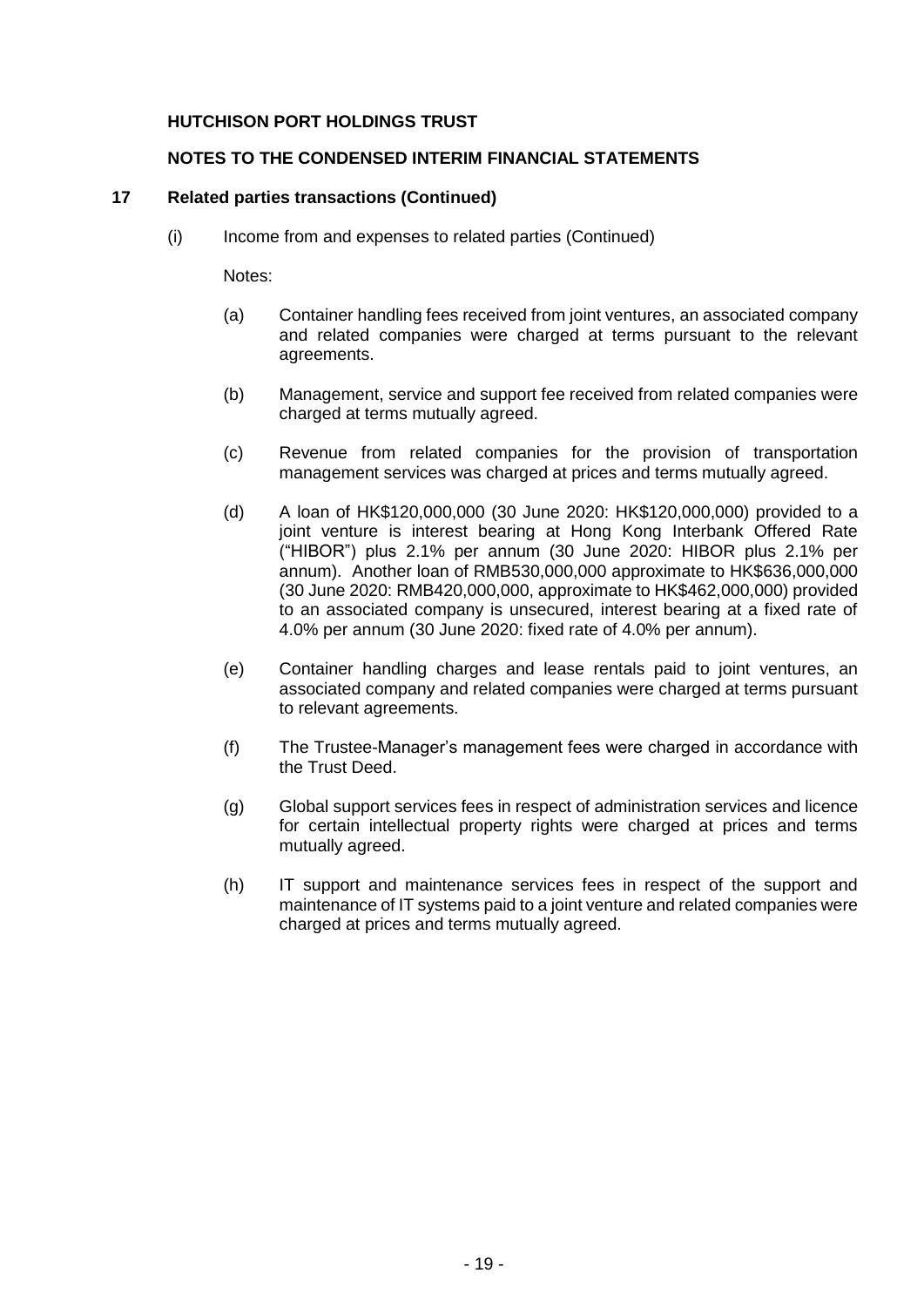**HUTCHISON PORT HOLDINGS TRUST**

**NOTES TO THE CONDENSED INTERIM FINANCIAL STATEMENTS**

**17 Related parties transactions (Continued)**

(i) Income from and expenses to related parties (Continued)

Notes:

(a) Container handling fees received from joint ventures, an associated company and related companies were charged at terms pursuant to the relevant agreements.

(b) Management, service and support fee received from related companies were charged at terms mutually agreed.

(c) Revenue from related companies for the provision of transportation management services was charged at prices and terms mutually agreed.

(d) A loan of HK$120,000,000 (30 June 2020: HK$120,000,000) provided to a joint venture is interest bearing at Hong Kong Interbank Offered Rate ("HIBOR") plus 2.1% per annum (30 June 2020: HIBOR plus 2.1% per annum). Another loan of RMB530,000,000 approximate to HK$636,000,000 (30 June 2020: RMB420,000,000, approximate to HK$462,000,000) provided to an associated company is unsecured, interest bearing at a fixed rate of 4.0% per annum (30 June 2020: fixed rate of 4.0% per annum).

(e) Container handling charges and lease rentals paid to joint ventures, an associated company and related companies were charged at terms pursuant to relevant agreements.

(f) The Trustee-Manager's management fees were charged in accordance with the Trust Deed.

(g) Global support services fees in respect of administration services and licence for certain intellectual property rights were charged at prices and terms mutually agreed.

(h) IT support and maintenance services fees in respect of the support and maintenance of IT systems paid to a joint venture and related companies were charged at prices and terms mutually agreed.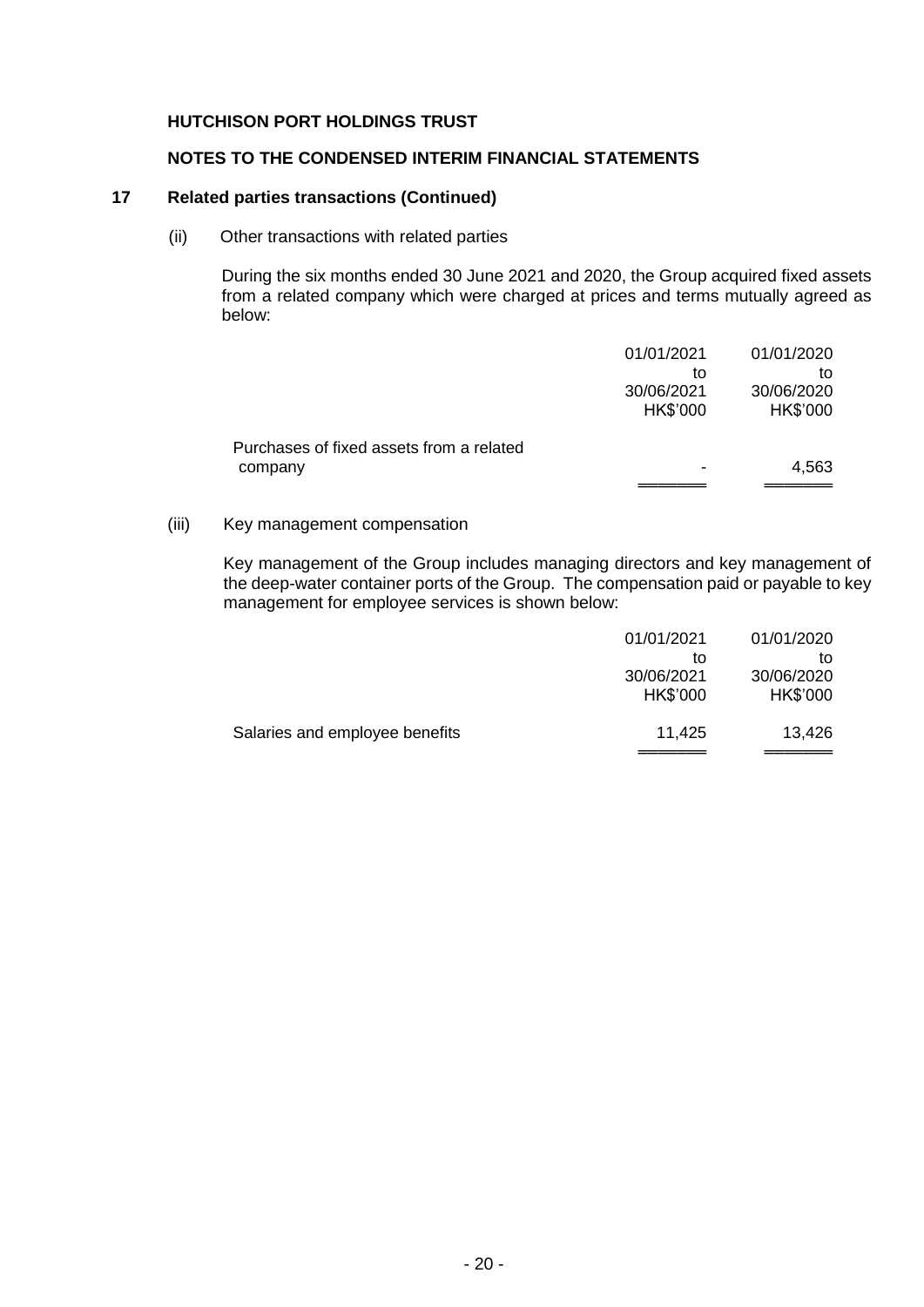**HUTCHISON PORT HOLDINGS TRUST**

**NOTES TO THE CONDENSED INTERIM FINANCIAL STATEMENTS**

## 17 Related parties transactions (Continued)

(ii) Other transactions with related parties

During the six months ended 30 June 2021 and 2020, the Group acquired fixed assets from a related company which were charged at prices and terms mutually agreed as below:

| | 01/01/2021 to 30/06/2021 HK$'000 | 01/01/2020 to 30/06/2020 HK$'000 |
|---|---|---|
| Purchases of fixed assets from a related company | - | 4,563 |

(iii) Key management compensation

Key management of the Group includes managing directors and key management of the deep-water container ports of the Group. The compensation paid or payable to key management for employee services is shown below:

| | 01/01/2021 to 30/06/2021 HK$'000 | 01/01/2020 to 30/06/2020 HK$'000 |
|---|---|---|
| Salaries and employee benefits | 11,425 | 13,426 |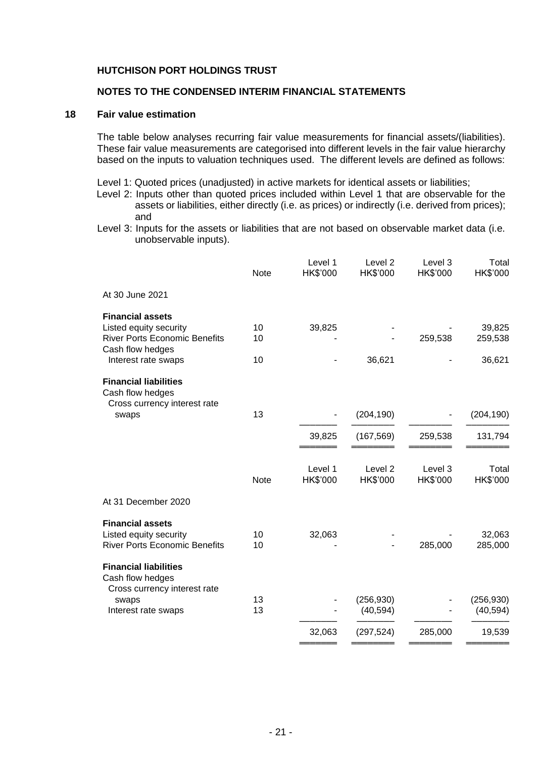**HUTCHISON PORT HOLDINGS TRUST**

**NOTES TO THE CONDENSED INTERIM FINANCIAL STATEMENTS**

## 18 Fair value estimation

The table below analyses recurring fair value measurements for financial assets/(liabilities). These fair value measurements are categorised into different levels in the fair value hierarchy based on the inputs to valuation techniques used. The different levels are defined as follows:

Level 1: Quoted prices (unadjusted) in active markets for identical assets or liabilities;

Level 2: Inputs other than quoted prices included within Level 1 that are observable for the assets or liabilities, either directly (i.e. as prices) or indirectly (i.e. derived from prices); and

Level 3: Inputs for the assets or liabilities that are not based on observable market data (i.e. unobservable inputs).

| | Note | Level 1 HK$'000 | Level 2 HK$'000 | Level 3 HK$'000 | Total HK$'000 |
|---|---|---|---|---|---|
| At 30 June 2021 | | | | | |
| **Financial assets** | | | | | |
| Listed equity security | 10 | 39,825 | - | - | 39,825 |
| River Ports Economic Benefits | 10 | - | - | 259,538 | 259,538 |
| Cash flow hedges | | | | | |
| Interest rate swaps | 10 | - | 36,621 | - | 36,621 |
| **Financial liabilities** | | | | | |
| Cash flow hedges | | | | | |
| Cross currency interest rate swaps | 13 | - | (204,190) | - | (204,190) |
| | | 39,825 | (167,569) | 259,538 | 131,794 |

| | Note | Level 1 HK$'000 | Level 2 HK$'000 | Level 3 HK$'000 | Total HK$'000 |
|---|---|---|---|---|---|
| At 31 December 2020 | | | | | |
| **Financial assets** | | | | | |
| Listed equity security | 10 | 32,063 | - | - | 32,063 |
| River Ports Economic Benefits | 10 | - | - | 285,000 | 285,000 |
| **Financial liabilities** | | | | | |
| Cash flow hedges | | | | | |
| Cross currency interest rate swaps | 13 | - | (256,930) | - | (256,930) |
| Interest rate swaps | 13 | - | (40,594) | - | (40,594) |
| | | 32,063 | (297,524) | 285,000 | 19,539 |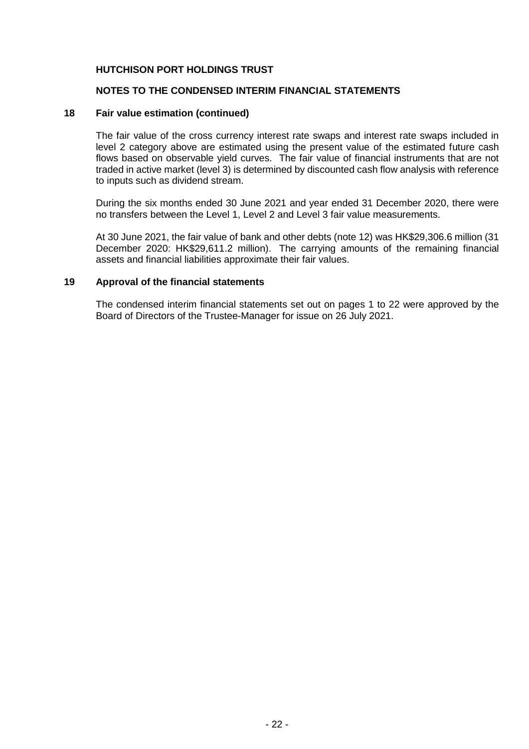**HUTCHISON PORT HOLDINGS TRUST**

**NOTES TO THE CONDENSED INTERIM FINANCIAL STATEMENTS**

## 18 Fair value estimation (continued)

The fair value of the cross currency interest rate swaps and interest rate swaps included in level 2 category above are estimated using the present value of the estimated future cash flows based on observable yield curves. The fair value of financial instruments that are not traded in active market (level 3) is determined by discounted cash flow analysis with reference to inputs such as dividend stream.

During the six months ended 30 June 2021 and year ended 31 December 2020, there were no transfers between the Level 1, Level 2 and Level 3 fair value measurements.

At 30 June 2021, the fair value of bank and other debts (note 12) was HK$29,306.6 million (31 December 2020: HK$29,611.2 million). The carrying amounts of the remaining financial assets and financial liabilities approximate their fair values.

## 19 Approval of the financial statements

The condensed interim financial statements set out on pages 1 to 22 were approved by the Board of Directors of the Trustee-Manager for issue on 26 July 2021.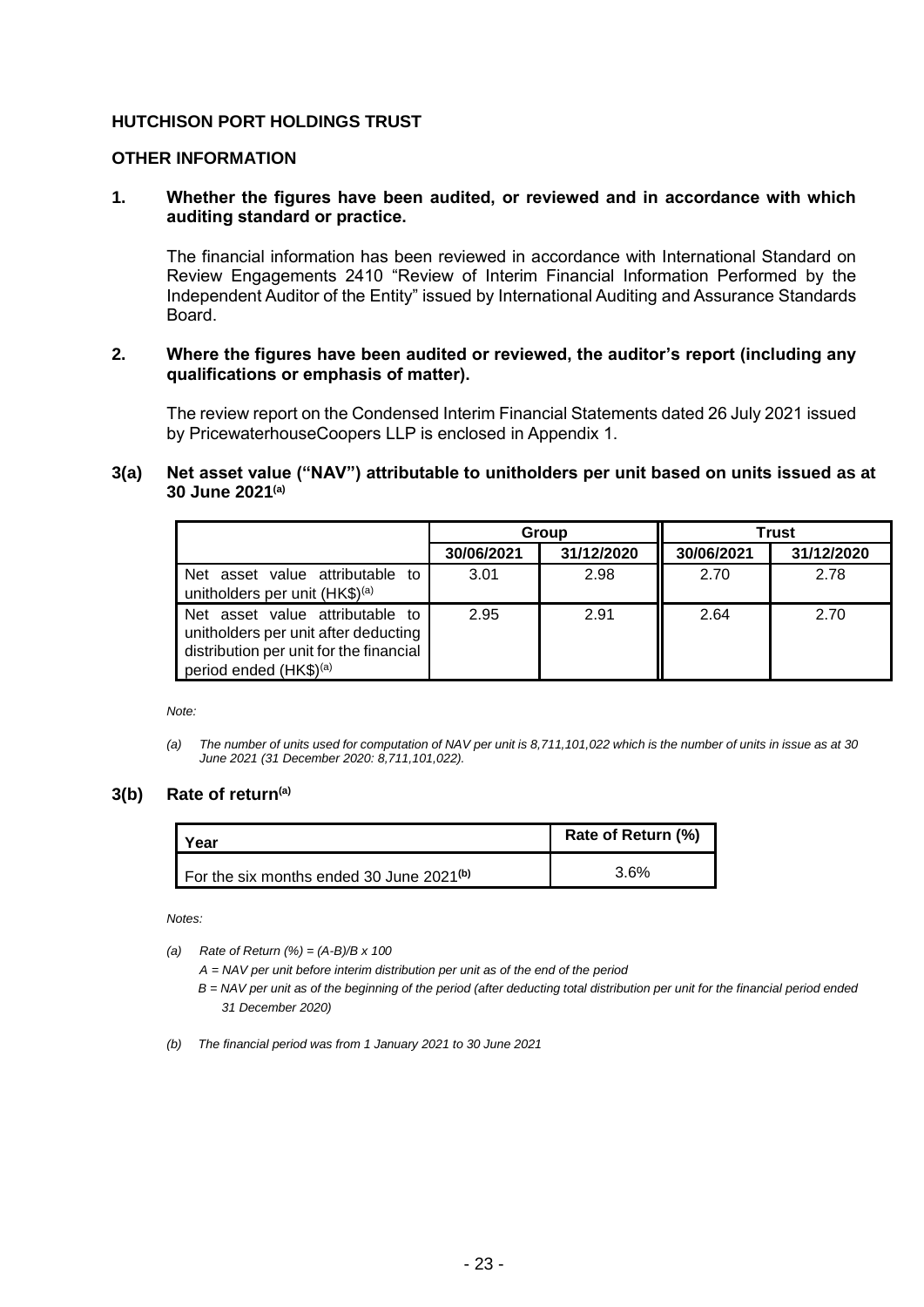**HUTCHISON PORT HOLDINGS TRUST**

**OTHER INFORMATION**

**1. Whether the figures have been audited, or reviewed and in accordance with which auditing standard or practice.**

The financial information has been reviewed in accordance with International Standard on Review Engagements 2410 "Review of Interim Financial Information Performed by the Independent Auditor of the Entity" issued by International Auditing and Assurance Standards Board.

**2. Where the figures have been audited or reviewed, the auditor's report (including any qualifications or emphasis of matter).**

The review report on the Condensed Interim Financial Statements dated 26 July 2021 issued by PricewaterhouseCoopers LLP is enclosed in Appendix 1.

**3(a) Net asset value ("NAV") attributable to unitholders per unit based on units issued as at 30 June 2021[(a)]**

| | Group | | Trust | |
|---|---|---|---|---|
| | 30/06/2021 | 31/12/2020 | 30/06/2021 | 31/12/2020 |
| Net asset value attributable to unitholders per unit (HK$)[(a)] | 3.01 | 2.98 | 2.70 | 2.78 |
| Net asset value attributable to unitholders per unit after deducting distribution per unit for the financial period ended (HK$)[(a)] | 2.95 | 2.91 | 2.64 | 2.70 |

*Note:*

*(a) The number of units used for computation of NAV per unit is 8,711,101,022 which is the number of units in issue as at 30 June 2021 (31 December 2020: 8,711,101,022).*

**3(b) Rate of return[(a)]**

| Year | Rate of Return (%) |
|---|---|
| For the six months ended 30 June 2021[(b)] | 3.6% |

*Notes:*

*(a) Rate of Return (%) = (A-B)/B x 100*
*A = NAV per unit before interim distribution per unit as of the end of the period*
*B = NAV per unit as of the beginning of the period (after deducting total distribution per unit for the financial period ended 31 December 2020)*

*(b) The financial period was from 1 January 2021 to 30 June 2021*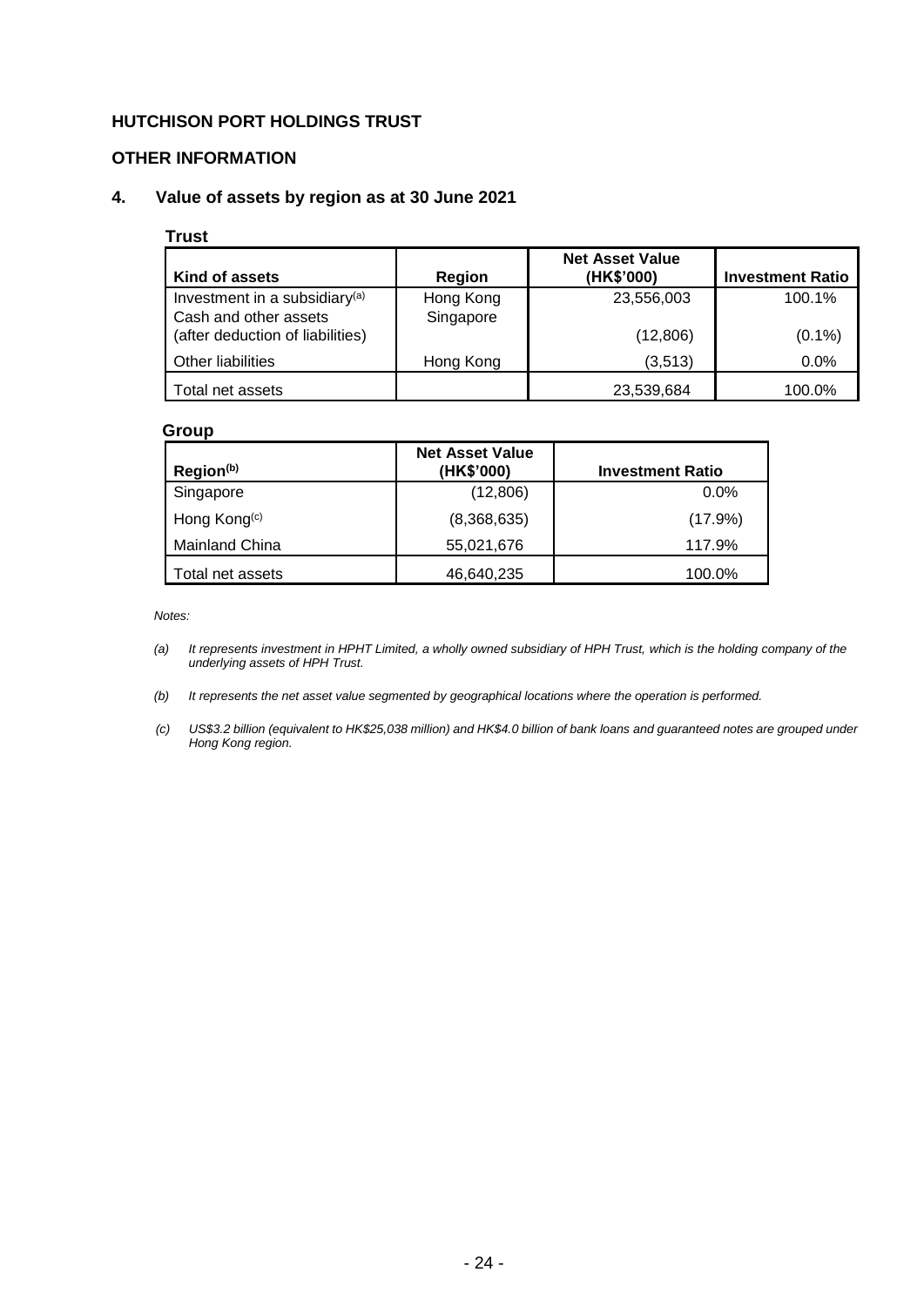# HUTCHISON PORT HOLDINGS TRUST

## OTHER INFORMATION

### 4. Value of assets by region as at 30 June 2021

**Trust**

| Kind of assets | Region | Net Asset Value (HK$'000) | Investment Ratio |
|---|---|---|---|
| Investment in a subsidiary[(a)] | Hong Kong | 23,556,003 | 100.1% |
| Cash and other assets (after deduction of liabilities) | Singapore | (12,806) | (0.1%) |
| Other liabilities | Hong Kong | (3,513) | 0.0% |
| Total net assets | | 23,539,684 | 100.0% |

**Group**

| Region[(b)] | Net Asset Value (HK$'000) | Investment Ratio |
|---|---|---|
| Singapore | (12,806) | 0.0% |
| Hong Kong[(c)] | (8,368,635) | (17.9%) |
| Mainland China | 55,021,676 | 117.9% |
| Total net assets | 46,640,235 | 100.0% |

*Notes:*

*(a) It represents investment in HPHT Limited, a wholly owned subsidiary of HPH Trust, which is the holding company of the underlying assets of HPH Trust.*

*(b) It represents the net asset value segmented by geographical locations where the operation is performed.*

*(c) US$3.2 billion (equivalent to HK$25,038 million) and HK$4.0 billion of bank loans and guaranteed notes are grouped under Hong Kong region.*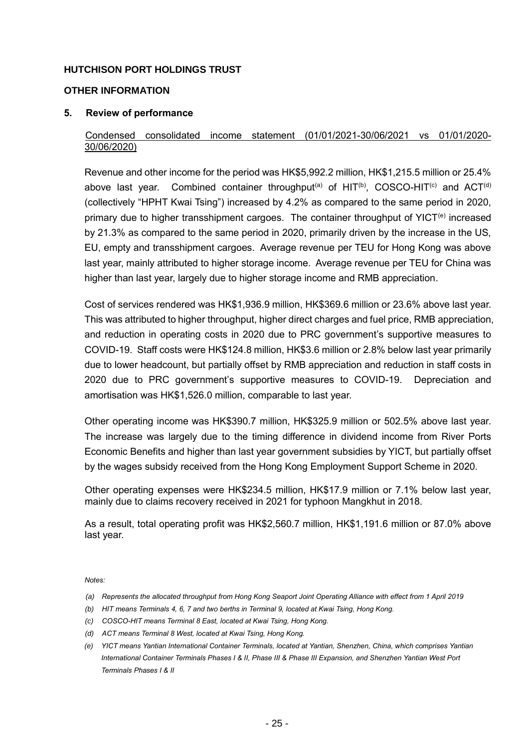**HUTCHISON PORT HOLDINGS TRUST**

**OTHER INFORMATION**

**5. Review of performance**

Condensed consolidated income statement (01/01/2021-30/06/2021 vs 01/01/2020-30/06/2020)

Revenue and other income for the period was HK$5,992.2 million, HK$1,215.5 million or 25.4% above last year. Combined container throughput[(a)] of HIT[(b)], COSCO-HIT[(c)] and ACT[(d)] (collectively "HPHT Kwai Tsing") increased by 4.2% as compared to the same period in 2020, primary due to higher transshipment cargoes. The container throughput of YICT[(e)] increased by 21.3% as compared to the same period in 2020, primarily driven by the increase in the US, EU, empty and transshipment cargoes. Average revenue per TEU for Hong Kong was above last year, mainly attributed to higher storage income. Average revenue per TEU for China was higher than last year, largely due to higher storage income and RMB appreciation.

Cost of services rendered was HK$1,936.9 million, HK$369.6 million or 23.6% above last year. This was attributed to higher throughput, higher direct charges and fuel price, RMB appreciation, and reduction in operating costs in 2020 due to PRC government's supportive measures to COVID-19. Staff costs were HK$124.8 million, HK$3.6 million or 2.8% below last year primarily due to lower headcount, but partially offset by RMB appreciation and reduction in staff costs in 2020 due to PRC government's supportive measures to COVID-19. Depreciation and amortisation was HK$1,526.0 million, comparable to last year.

Other operating income was HK$390.7 million, HK$325.9 million or 502.5% above last year. The increase was largely due to the timing difference in dividend income from River Ports Economic Benefits and higher than last year government subsidies by YICT, but partially offset by the wages subsidy received from the Hong Kong Employment Support Scheme in 2020.

Other operating expenses were HK$234.5 million, HK$17.9 million or 7.1% below last year, mainly due to claims recovery received in 2021 for typhoon Mangkhut in 2018.

As a result, total operating profit was HK$2,560.7 million, HK$1,191.6 million or 87.0% above last year.

*Notes:*

*(a) Represents the allocated throughput from Hong Kong Seaport Joint Operating Alliance with effect from 1 April 2019*

*(b) HIT means Terminals 4, 6, 7 and two berths in Terminal 9, located at Kwai Tsing, Hong Kong.*

*(c) COSCO-HIT means Terminal 8 East, located at Kwai Tsing, Hong Kong.*

*(d) ACT means Terminal 8 West, located at Kwai Tsing, Hong Kong.*

*(e) YICT means Yantian International Container Terminals, located at Yantian, Shenzhen, China, which comprises Yantian International Container Terminals Phases I & II, Phase III & Phase III Expansion, and Shenzhen Yantian West Port Terminals Phases I & II*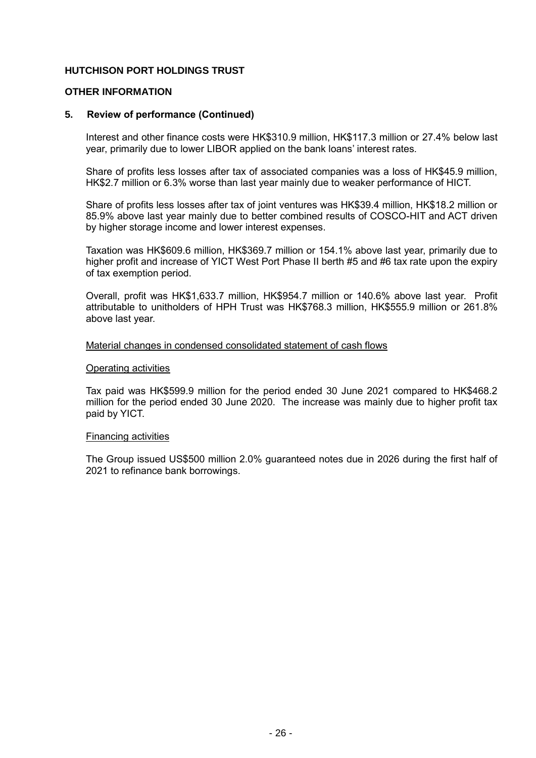**HUTCHISON PORT HOLDINGS TRUST**

**OTHER INFORMATION**

**5. Review of performance (Continued)**

Interest and other finance costs were HK$310.9 million, HK$117.3 million or 27.4% below last year, primarily due to lower LIBOR applied on the bank loans' interest rates.

Share of profits less losses after tax of associated companies was a loss of HK$45.9 million, HK$2.7 million or 6.3% worse than last year mainly due to weaker performance of HICT.

Share of profits less losses after tax of joint ventures was HK$39.4 million, HK$18.2 million or 85.9% above last year mainly due to better combined results of COSCO-HIT and ACT driven by higher storage income and lower interest expenses.

Taxation was HK$609.6 million, HK$369.7 million or 154.1% above last year, primarily due to higher profit and increase of YICT West Port Phase II berth #5 and #6 tax rate upon the expiry of tax exemption period.

Overall, profit was HK$1,633.7 million, HK$954.7 million or 140.6% above last year. Profit attributable to unitholders of HPH Trust was HK$768.3 million, HK$555.9 million or 261.8% above last year.

Material changes in condensed consolidated statement of cash flows

Operating activities

Tax paid was HK$599.9 million for the period ended 30 June 2021 compared to HK$468.2 million for the period ended 30 June 2020. The increase was mainly due to higher profit tax paid by YICT.

Financing activities

The Group issued US$500 million 2.0% guaranteed notes due in 2026 during the first half of 2021 to refinance bank borrowings.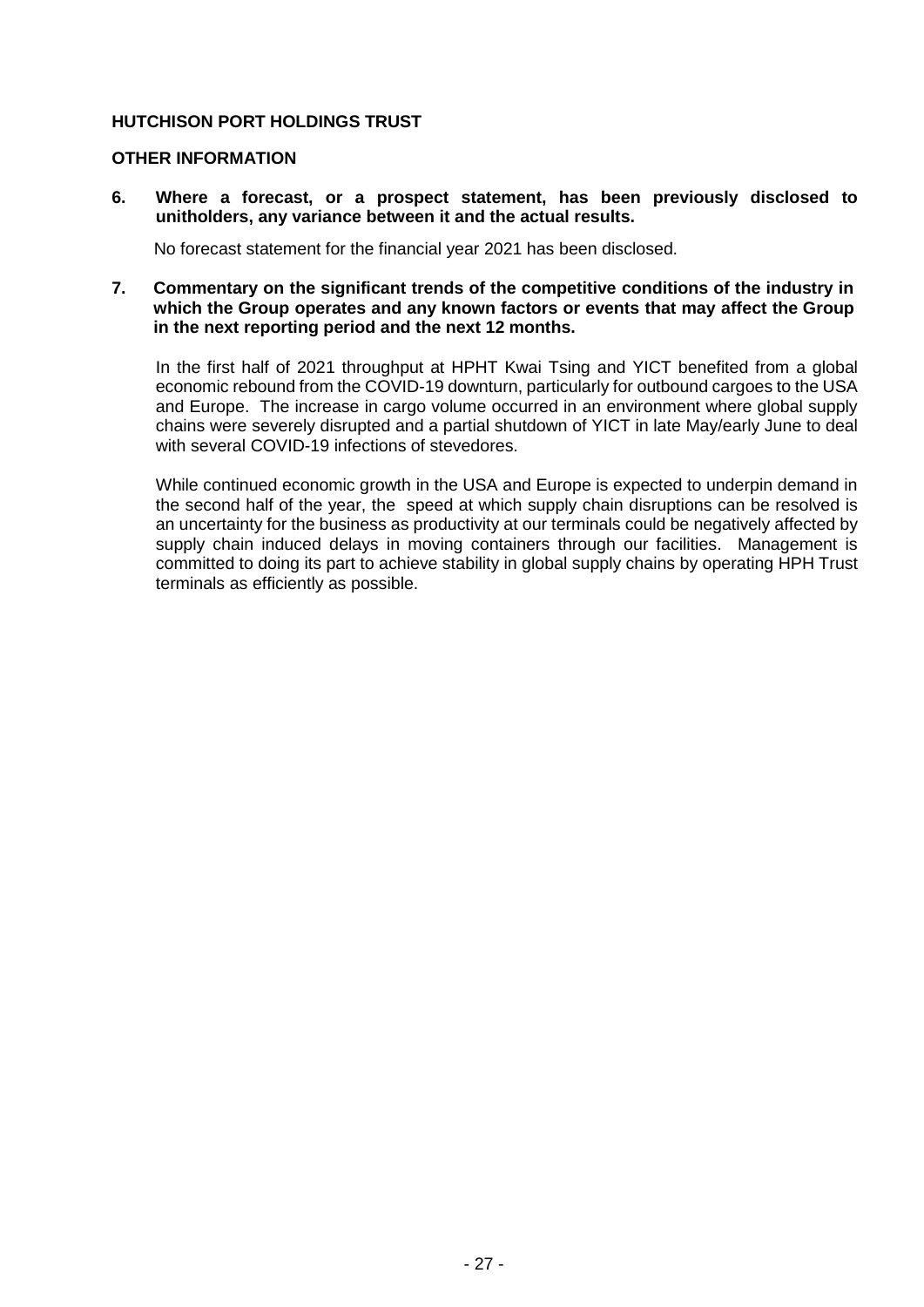**HUTCHISON PORT HOLDINGS TRUST**

**OTHER INFORMATION**

**6. Where a forecast, or a prospect statement, has been previously disclosed to unitholders, any variance between it and the actual results.**

No forecast statement for the financial year 2021 has been disclosed.

**7. Commentary on the significant trends of the competitive conditions of the industry in which the Group operates and any known factors or events that may affect the Group in the next reporting period and the next 12 months.**

In the first half of 2021 throughput at HPHT Kwai Tsing and YICT benefited from a global economic rebound from the COVID-19 downturn, particularly for outbound cargoes to the USA and Europe. The increase in cargo volume occurred in an environment where global supply chains were severely disrupted and a partial shutdown of YICT in late May/early June to deal with several COVID-19 infections of stevedores.

While continued economic growth in the USA and Europe is expected to underpin demand in the second half of the year, the speed at which supply chain disruptions can be resolved is an uncertainty for the business as productivity at our terminals could be negatively affected by supply chain induced delays in moving containers through our facilities. Management is committed to doing its part to achieve stability in global supply chains by operating HPH Trust terminals as efficiently as possible.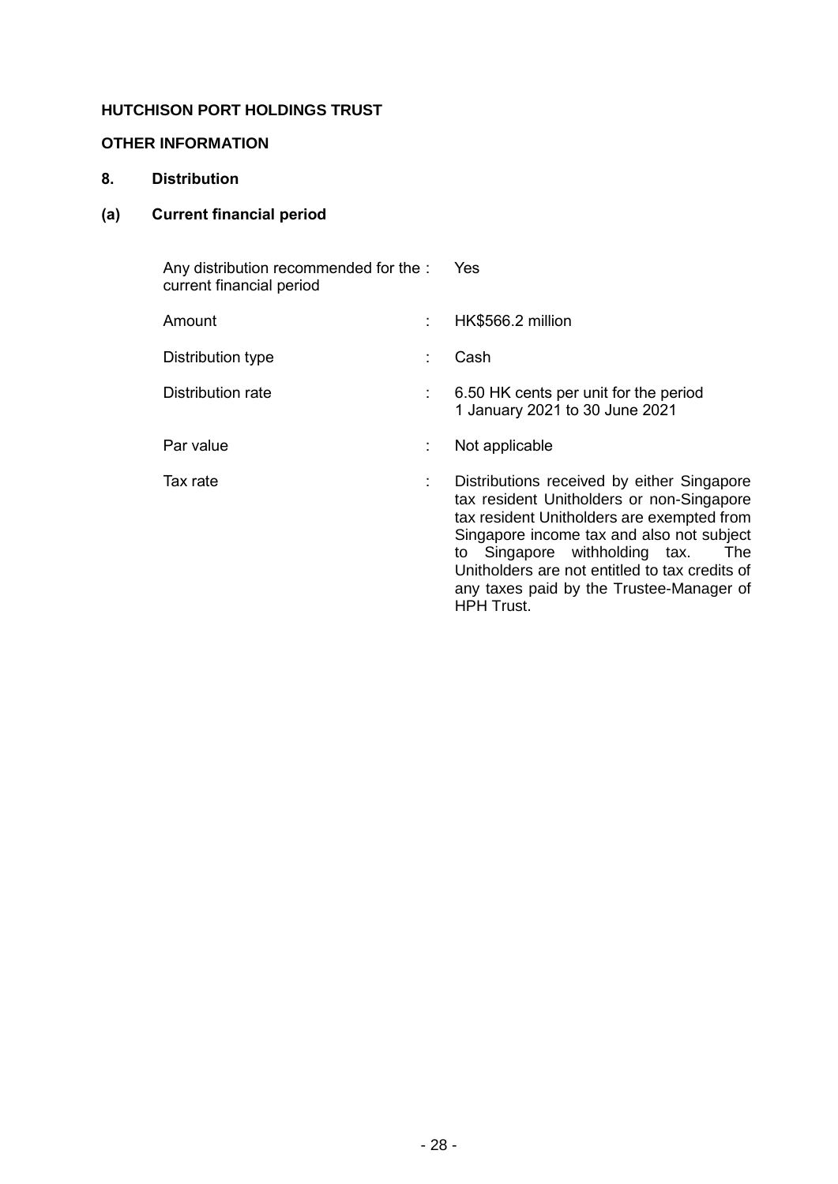**HUTCHISON PORT HOLDINGS TRUST**

**OTHER INFORMATION**

## 8. Distribution

### (a) Current financial period

| | | |
|---|---|---|
| Any distribution recommended for the current financial period | : | Yes |
| Amount | : | HK$566.2 million |
| Distribution type | : | Cash |
| Distribution rate | : | 6.50 HK cents per unit for the period 1 January 2021 to 30 June 2021 |
| Par value | : | Not applicable |
| Tax rate | : | Distributions received by either Singapore tax resident Unitholders or non-Singapore tax resident Unitholders are exempted from Singapore income tax and also not subject to Singapore withholding tax. The Unitholders are not entitled to tax credits of any taxes paid by the Trustee-Manager of HPH Trust. |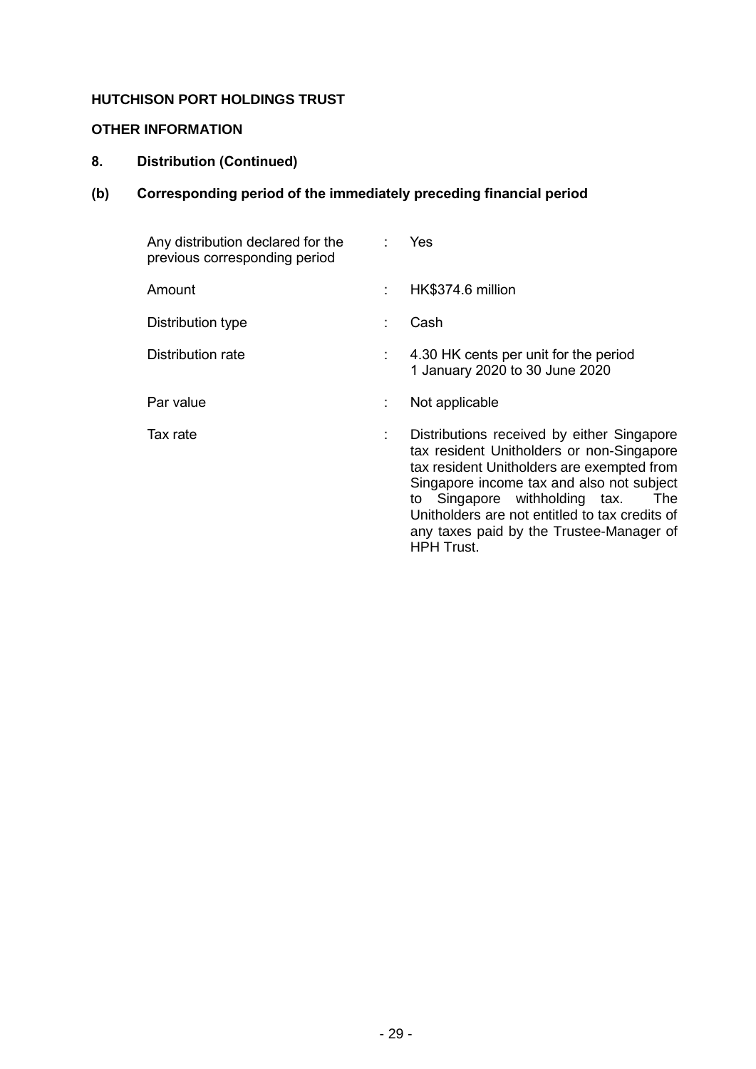**HUTCHISON PORT HOLDINGS TRUST**

**OTHER INFORMATION**

**8. Distribution (Continued)**

**(b) Corresponding period of the immediately preceding financial period**

| | | |
|---|---|---|
| Any distribution declared for the previous corresponding period | : | Yes |
| Amount | : | HK$374.6 million |
| Distribution type | : | Cash |
| Distribution rate | : | 4.30 HK cents per unit for the period 1 January 2020 to 30 June 2020 |
| Par value | : | Not applicable |
| Tax rate | : | Distributions received by either Singapore tax resident Unitholders or non-Singapore tax resident Unitholders are exempted from Singapore income tax and also not subject to Singapore withholding tax. The Unitholders are not entitled to tax credits of any taxes paid by the Trustee-Manager of HPH Trust. |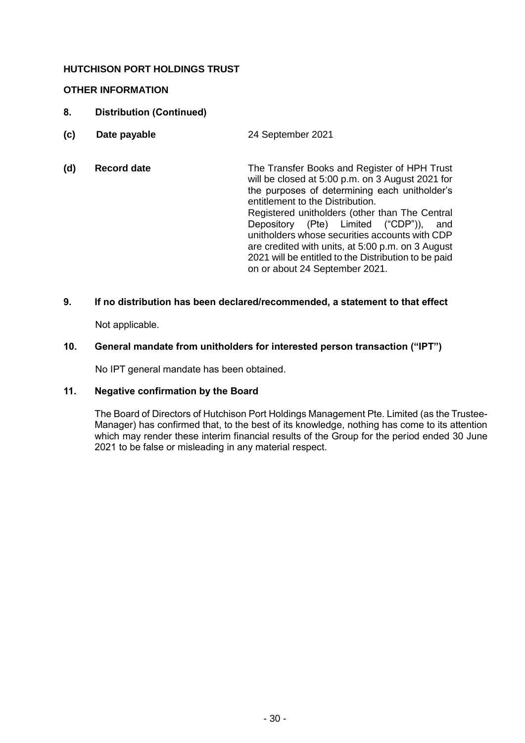**HUTCHISON PORT HOLDINGS TRUST**

**OTHER INFORMATION**

**8. Distribution (Continued)**

**(c) Date payable** 24 September 2021

**(d) Record date** The Transfer Books and Register of HPH Trust will be closed at 5:00 p.m. on 3 August 2021 for the purposes of determining each unitholder's entitlement to the Distribution.
Registered unitholders (other than The Central Depository (Pte) Limited ("CDP")), and unitholders whose securities accounts with CDP are credited with units, at 5:00 p.m. on 3 August 2021 will be entitled to the Distribution to be paid on or about 24 September 2021.

**9. If no distribution has been declared/recommended, a statement to that effect**

Not applicable.

**10. General mandate from unitholders for interested person transaction ("IPT")**

No IPT general mandate has been obtained.

**11. Negative confirmation by the Board**

The Board of Directors of Hutchison Port Holdings Management Pte. Limited (as the Trustee-Manager) has confirmed that, to the best of its knowledge, nothing has come to its attention which may render these interim financial results of the Group for the period ended 30 June 2021 to be false or misleading in any material respect.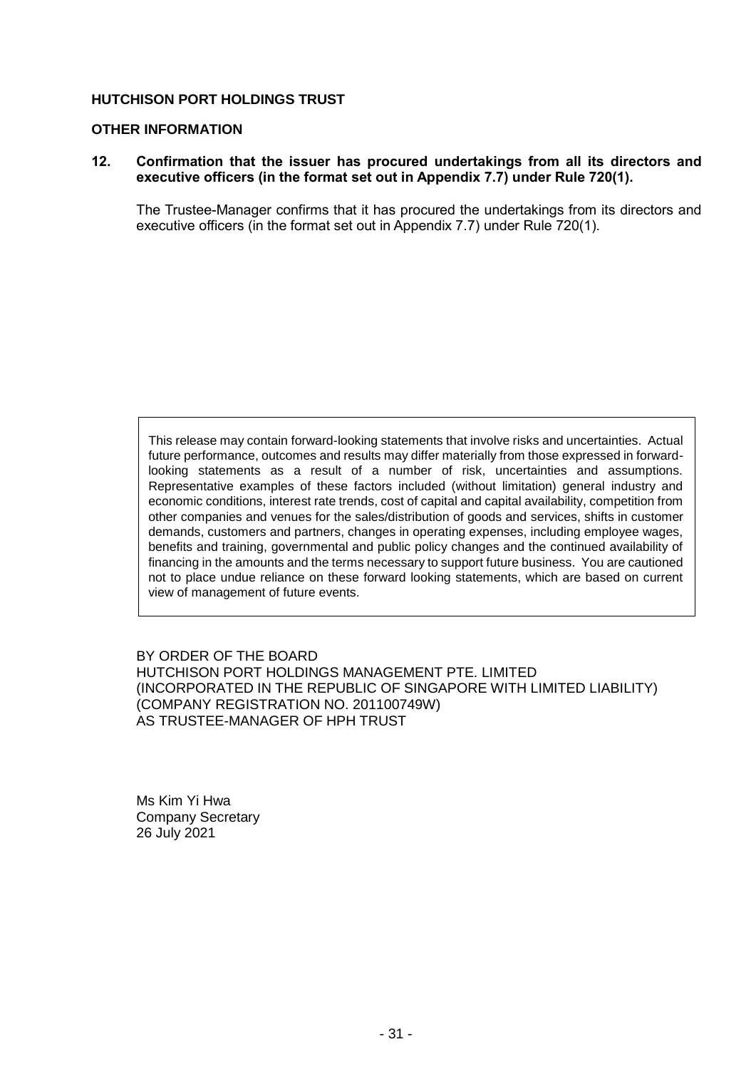**HUTCHISON PORT HOLDINGS TRUST**

**OTHER INFORMATION**

**12. Confirmation that the issuer has procured undertakings from all its directors and executive officers (in the format set out in Appendix 7.7) under Rule 720(1).**

The Trustee-Manager confirms that it has procured the undertakings from its directors and executive officers (in the format set out in Appendix 7.7) under Rule 720(1).

This release may contain forward-looking statements that involve risks and uncertainties. Actual future performance, outcomes and results may differ materially from those expressed in forward-looking statements as a result of a number of risk, uncertainties and assumptions. Representative examples of these factors included (without limitation) general industry and economic conditions, interest rate trends, cost of capital and capital availability, competition from other companies and venues for the sales/distribution of goods and services, shifts in customer demands, customers and partners, changes in operating expenses, including employee wages, benefits and training, governmental and public policy changes and the continued availability of financing in the amounts and the terms necessary to support future business. You are cautioned not to place undue reliance on these forward looking statements, which are based on current view of management of future events.

BY ORDER OF THE BOARD
HUTCHISON PORT HOLDINGS MANAGEMENT PTE. LIMITED
(INCORPORATED IN THE REPUBLIC OF SINGAPORE WITH LIMITED LIABILITY)
(COMPANY REGISTRATION NO. 201100749W)
AS TRUSTEE-MANAGER OF HPH TRUST

Ms Kim Yi Hwa
Company Secretary
26 July 2021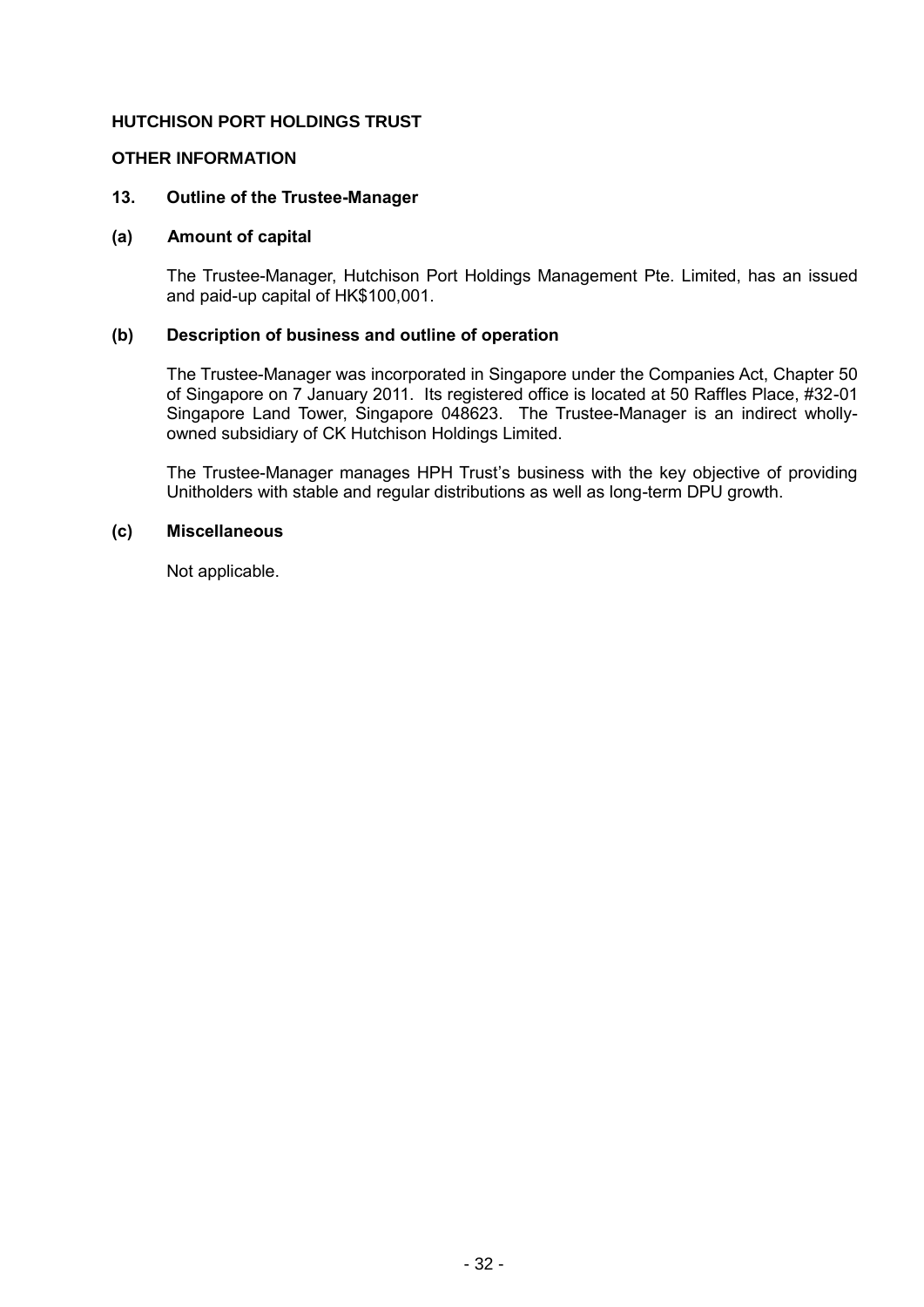**HUTCHISON PORT HOLDINGS TRUST**

**OTHER INFORMATION**

## 13. Outline of the Trustee-Manager

### (a) Amount of capital

The Trustee-Manager, Hutchison Port Holdings Management Pte. Limited, has an issued and paid-up capital of HK$100,001.

### (b) Description of business and outline of operation

The Trustee-Manager was incorporated in Singapore under the Companies Act, Chapter 50 of Singapore on 7 January 2011. Its registered office is located at 50 Raffles Place, #32-01 Singapore Land Tower, Singapore 048623. The Trustee-Manager is an indirect wholly-owned subsidiary of CK Hutchison Holdings Limited.

The Trustee-Manager manages HPH Trust's business with the key objective of providing Unitholders with stable and regular distributions as well as long-term DPU growth.

### (c) Miscellaneous

Not applicable.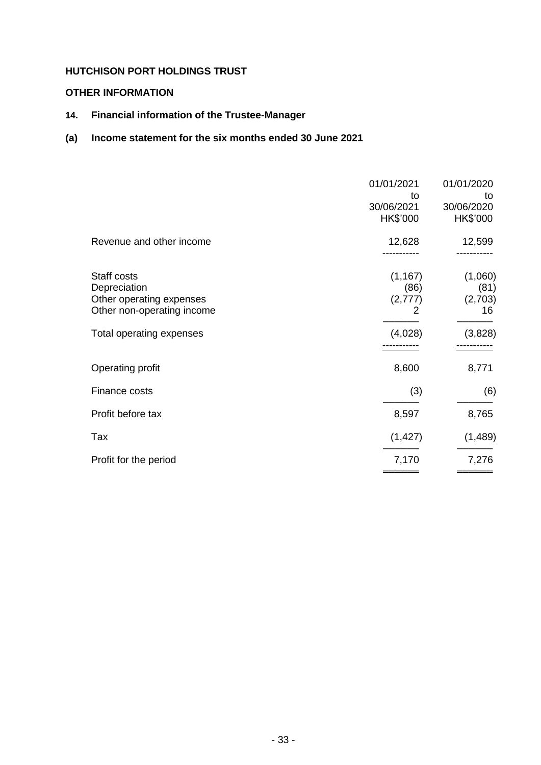**HUTCHISON PORT HOLDINGS TRUST**

**OTHER INFORMATION**

## 14. Financial information of the Trustee-Manager

### (a) Income statement for the six months ended 30 June 2021

| | 01/01/2021 to 30/06/2021 HK$'000 | 01/01/2020 to 30/06/2020 HK$'000 |
|---|---|---|
| Revenue and other income | 12,628 | 12,599 |
| Staff costs | (1,167) | (1,060) |
| Depreciation | (86) | (81) |
| Other operating expenses | (2,777) | (2,703) |
| Other non-operating income | 2 | 16 |
| Total operating expenses | (4,028) | (3,828) |
| Operating profit | 8,600 | 8,771 |
| Finance costs | (3) | (6) |
| Profit before tax | 8,597 | 8,765 |
| Tax | (1,427) | (1,489) |
| Profit for the period | 7,170 | 7,276 |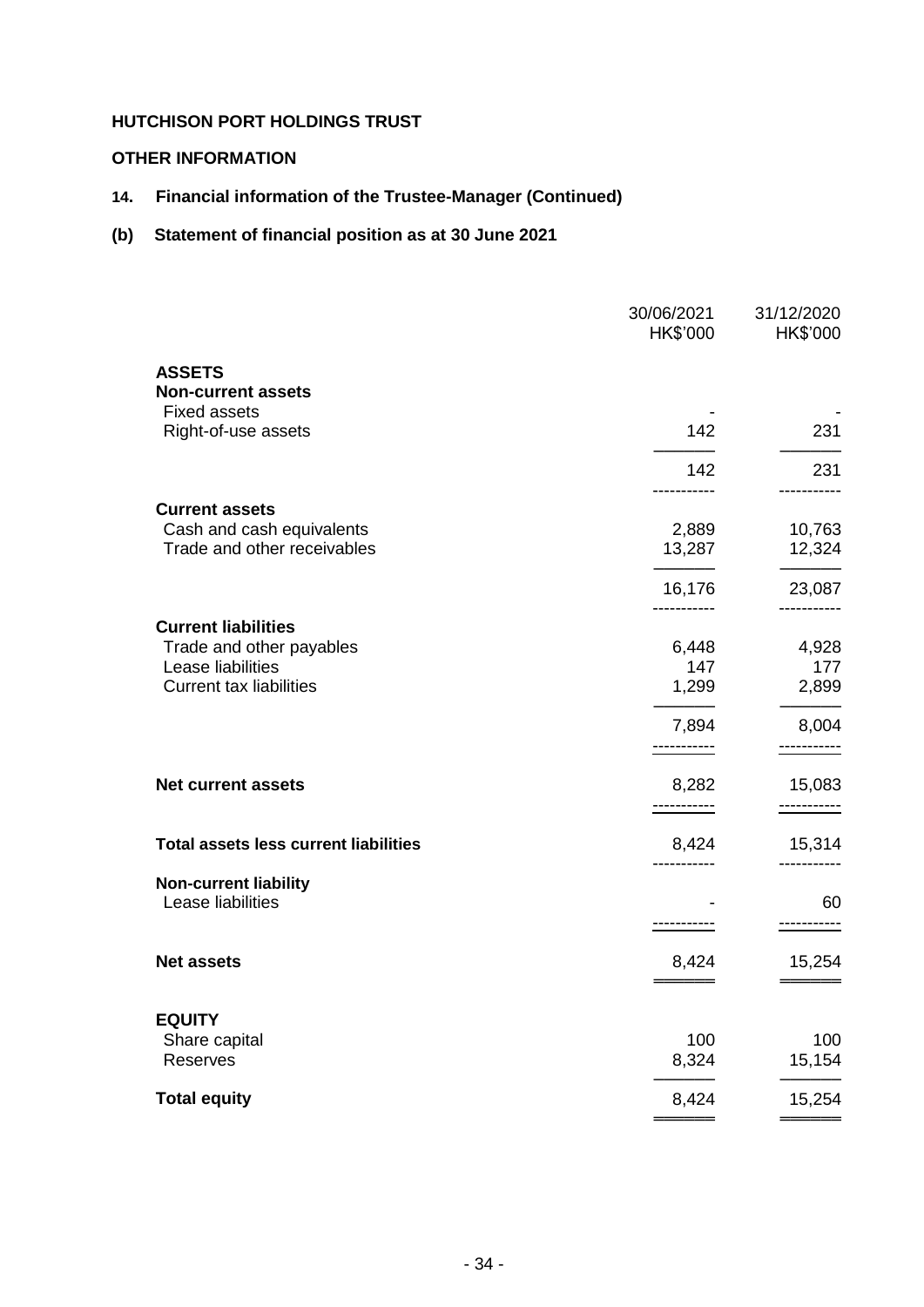**HUTCHISON PORT HOLDINGS TRUST**

**OTHER INFORMATION**

**14. Financial information of the Trustee-Manager (Continued)**

**(b) Statement of financial position as at 30 June 2021**

| | 30/06/2021<br>HK$'000 | 31/12/2020<br>HK$'000 |
|---|---|---|
| **ASSETS** | | |
| **Non-current assets** | | |
| Fixed assets | - | - |
| Right-of-use assets | 142 | 231 |
| | 142 | 231 |
| **Current assets** | | |
| Cash and cash equivalents | 2,889 | 10,763 |
| Trade and other receivables | 13,287 | 12,324 |
| | 16,176 | 23,087 |
| **Current liabilities** | | |
| Trade and other payables | 6,448 | 4,928 |
| Lease liabilities | 147 | 177 |
| Current tax liabilities | 1,299 | 2,899 |
| | 7,894 | 8,004 |
| **Net current assets** | 8,282 | 15,083 |
| **Total assets less current liabilities** | 8,424 | 15,314 |
| **Non-current liability** | | |
| Lease liabilities | - | 60 |
| **Net assets** | 8,424 | 15,254 |
| **EQUITY** | | |
| Share capital | 100 | 100 |
| Reserves | 8,324 | 15,154 |
| **Total equity** | 8,424 | 15,254 |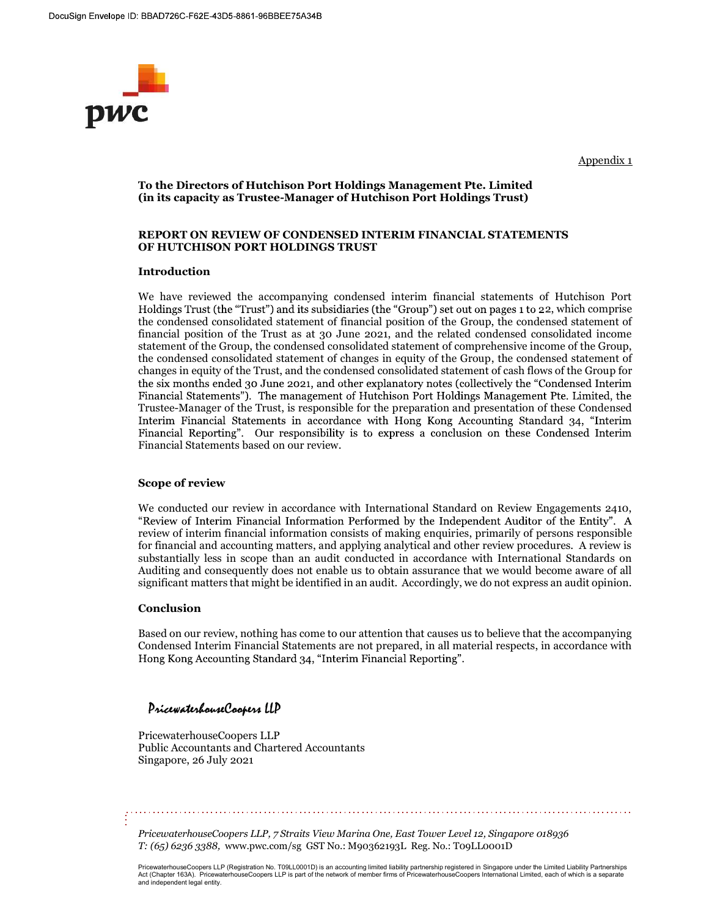DocuSign Envelope ID: BBAD726C-F62E-43D5-8861-96BBEE75A34B

Appendix 1

**To the Directors of Hutchison Port Holdings Management Pte. Limited (in its capacity as Trustee-Manager of Hutchison Port Holdings Trust)**

## REPORT ON REVIEW OF CONDENSED INTERIM FINANCIAL STATEMENTS OF HUTCHISON PORT HOLDINGS TRUST

### Introduction

We have reviewed the accompanying condensed interim financial statements of Hutchison Port Holdings Trust (the "Trust") and its subsidiaries (the "Group") set out on pages 1 to 22, which comprise the condensed consolidated statement of financial position of the Group, the condensed statement of financial position of the Trust as at 30 June 2021, and the related condensed consolidated income statement of the Group, the condensed consolidated statement of comprehensive income of the Group, the condensed consolidated statement of changes in equity of the Group, the condensed statement of changes in equity of the Trust, and the condensed consolidated statement of cash flows of the Group for the six months ended 30 June 2021, and other explanatory notes (collectively the "Condensed Interim Financial Statements"). The management of Hutchison Port Holdings Management Pte. Limited, the Trustee-Manager of the Trust, is responsible for the preparation and presentation of these Condensed Interim Financial Statements in accordance with Hong Kong Accounting Standard 34, "Interim Financial Reporting". Our responsibility is to express a conclusion on these Condensed Interim Financial Statements based on our review.

### Scope of review

We conducted our review in accordance with International Standard on Review Engagements 2410, "Review of Interim Financial Information Performed by the Independent Auditor of the Entity". A review of interim financial information consists of making enquiries, primarily of persons responsible for financial and accounting matters, and applying analytical and other review procedures. A review is substantially less in scope than an audit conducted in accordance with International Standards on Auditing and consequently does not enable us to obtain assurance that we would become aware of all significant matters that might be identified in an audit. Accordingly, we do not express an audit opinion.

### Conclusion

Based on our review, nothing has come to our attention that causes us to believe that the accompanying Condensed Interim Financial Statements are not prepared, in all material respects, in accordance with Hong Kong Accounting Standard 34, "Interim Financial Reporting".

*PricewaterhouseCoopers LLP*

PricewaterhouseCoopers LLP
Public Accountants and Chartered Accountants
Singapore, 26 July 2021

*PricewaterhouseCoopers LLP, 7 Straits View Marina One, East Tower Level 12, Singapore 018936*
*T: (65) 6236 3388,* www.pwc.com/sg GST No.: M90362193L Reg. No.: T09LL0001D

PricewaterhouseCoopers LLP (Registration No. T09LL0001D) is an accounting limited liability partnership registered in Singapore under the Limited Liability Partnerships Act (Chapter 163A). PricewaterhouseCoopers LLP is part of the network of member firms of PricewaterhouseCoopers International Limited, each of which is a separate and independent legal entity.